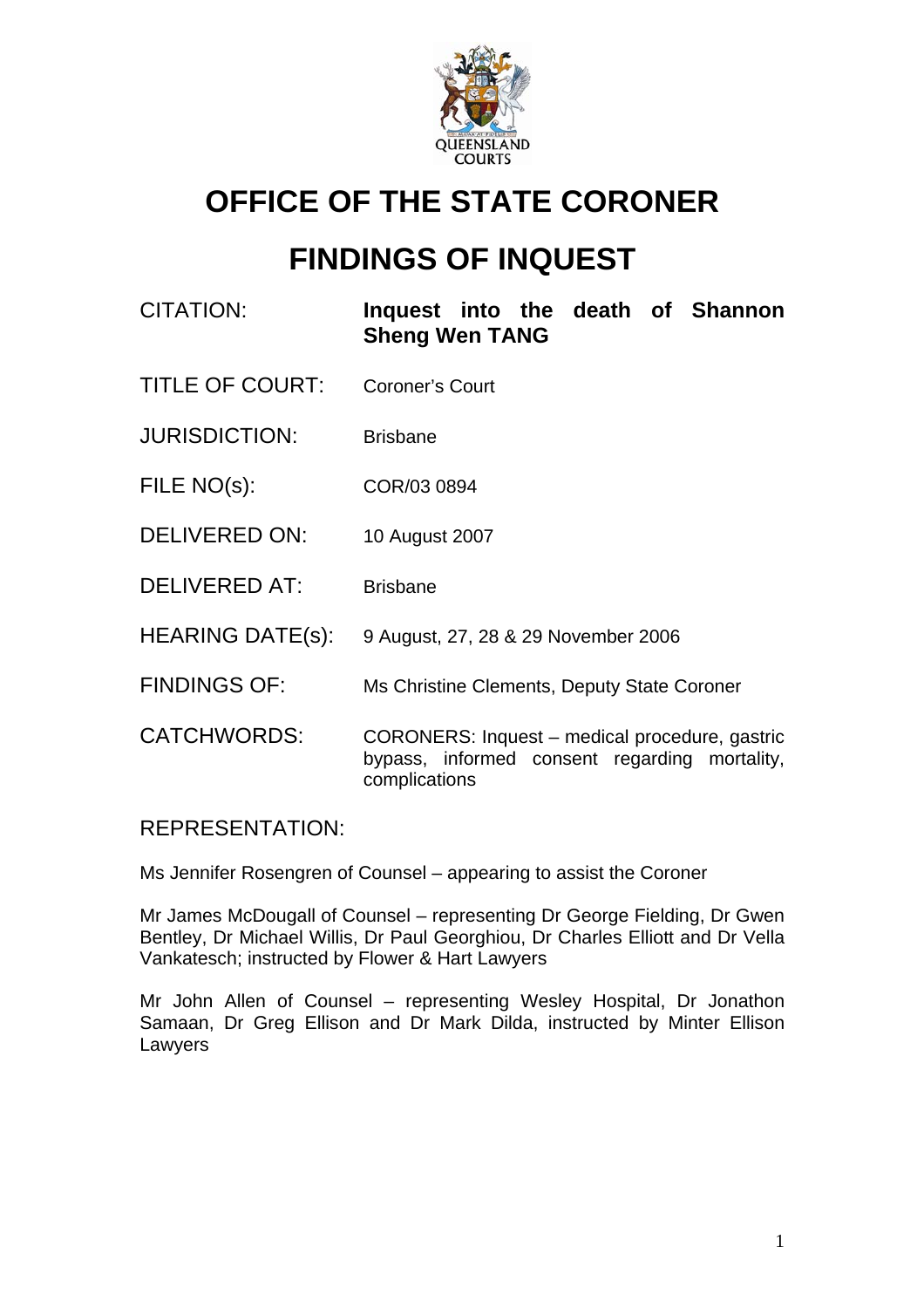QUEENSLAND COURTS

# OFFICE OF THE STATE CORONER

# FINDINGS OF INQUEST

| | |
|---|---|
| CITATION: | **Inquest into the death of Shannon Sheng Wen TANG** |
| TITLE OF COURT: | Coroner's Court |
| JURISDICTION: | Brisbane |
| FILE NO(s): | COR/03 0894 |
| DELIVERED ON: | 10 August 2007 |
| DELIVERED AT: | Brisbane |
| HEARING DATE(s): | 9 August, 27, 28 & 29 November 2006 |
| FINDINGS OF: | Ms Christine Clements, Deputy State Coroner |
| CATCHWORDS: | CORONERS: Inquest – medical procedure, gastric bypass, informed consent regarding mortality, complications |

REPRESENTATION:

Ms Jennifer Rosengren of Counsel – appearing to assist the Coroner

Mr James McDougall of Counsel – representing Dr George Fielding, Dr Gwen Bentley, Dr Michael Willis, Dr Paul Georghiou, Dr Charles Elliott and Dr Vella Vankatesch; instructed by Flower & Hart Lawyers

Mr John Allen of Counsel – representing Wesley Hospital, Dr Jonathon Samaan, Dr Greg Ellison and Dr Mark Dilda, instructed by Minter Ellison Lawyers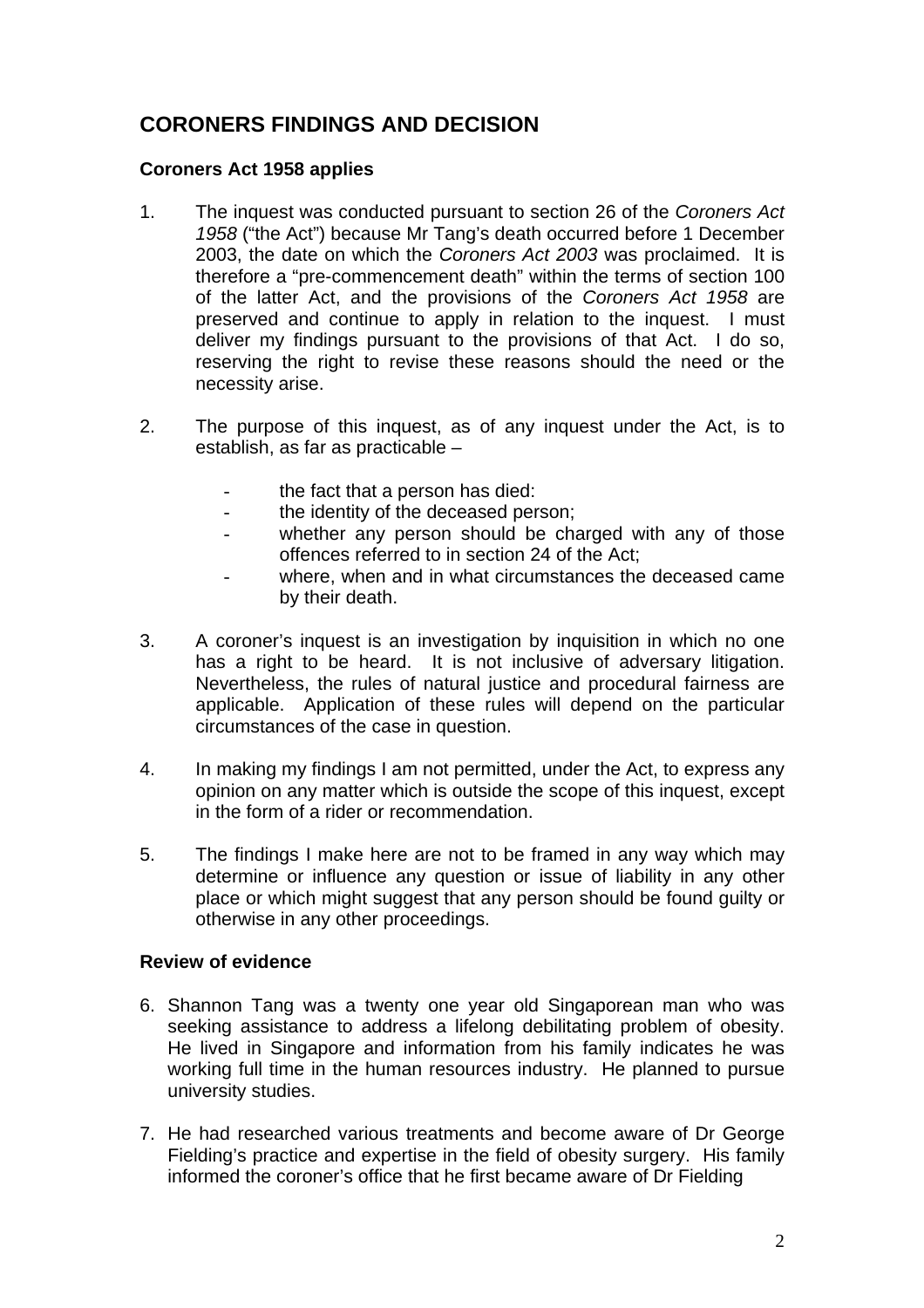## CORONERS FINDINGS AND DECISION

### Coroners Act 1958 applies

1. The inquest was conducted pursuant to section 26 of the *Coroners Act 1958* ("the Act") because Mr Tang's death occurred before 1 December 2003, the date on which the *Coroners Act 2003* was proclaimed. It is therefore a "pre-commencement death" within the terms of section 100 of the latter Act, and the provisions of the *Coroners Act 1958* are preserved and continue to apply in relation to the inquest. I must deliver my findings pursuant to the provisions of that Act. I do so, reserving the right to revise these reasons should the need or the necessity arise.

2. The purpose of this inquest, as of any inquest under the Act, is to establish, as far as practicable –

   - the fact that a person has died:
   - the identity of the deceased person;
   - whether any person should be charged with any of those offences referred to in section 24 of the Act;
   - where, when and in what circumstances the deceased came by their death.

3. A coroner's inquest is an investigation by inquisition in which no one has a right to be heard. It is not inclusive of adversary litigation. Nevertheless, the rules of natural justice and procedural fairness are applicable. Application of these rules will depend on the particular circumstances of the case in question.

4. In making my findings I am not permitted, under the Act, to express any opinion on any matter which is outside the scope of this inquest, except in the form of a rider or recommendation.

5. The findings I make here are not to be framed in any way which may determine or influence any question or issue of liability in any other place or which might suggest that any person should be found guilty or otherwise in any other proceedings.

### Review of evidence

6. Shannon Tang was a twenty one year old Singaporean man who was seeking assistance to address a lifelong debilitating problem of obesity. He lived in Singapore and information from his family indicates he was working full time in the human resources industry. He planned to pursue university studies.

7. He had researched various treatments and become aware of Dr George Fielding's practice and expertise in the field of obesity surgery. His family informed the coroner's office that he first became aware of Dr Fielding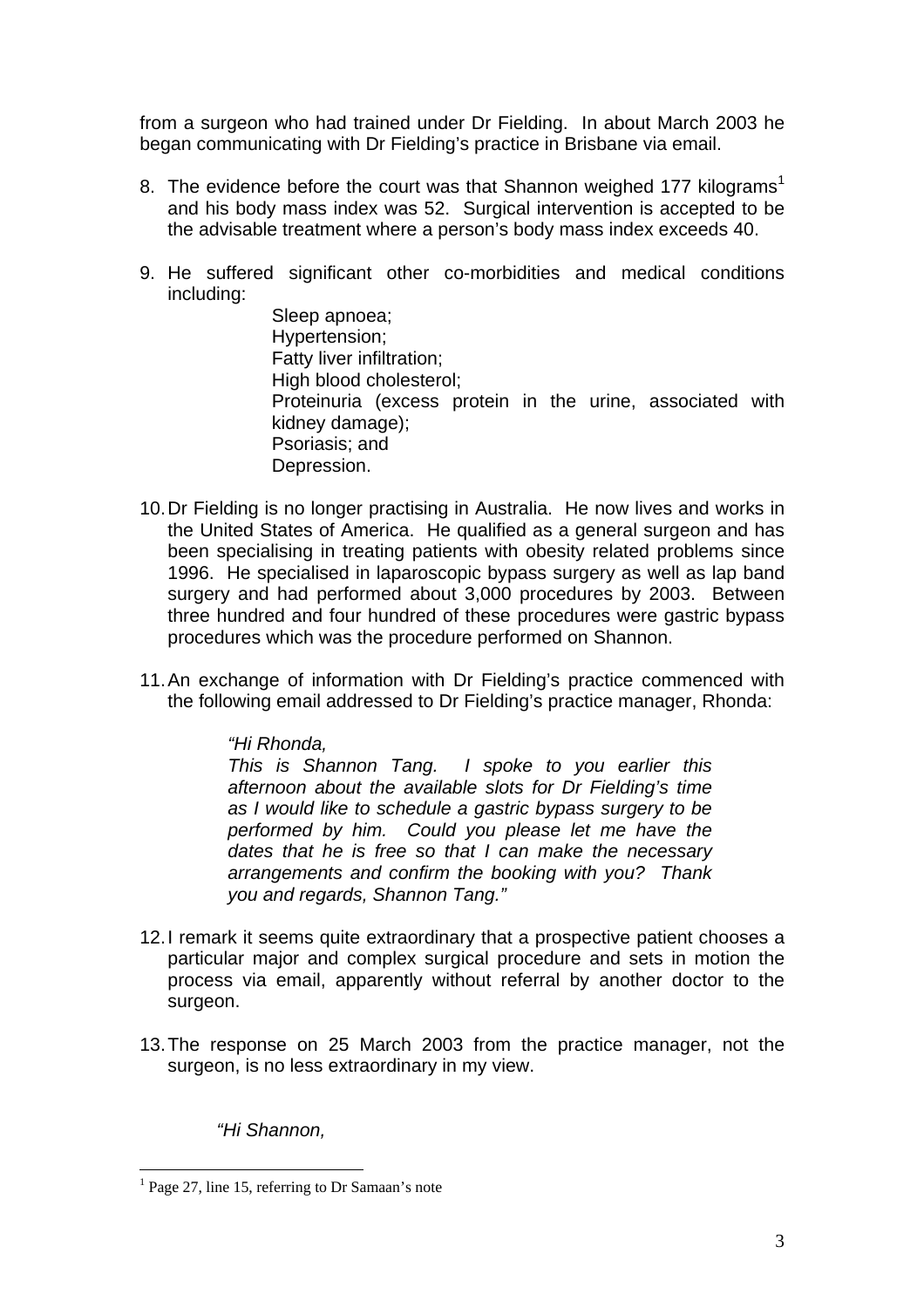from a surgeon who had trained under Dr Fielding. In about March 2003 he began communicating with Dr Fielding's practice in Brisbane via email.

8. The evidence before the court was that Shannon weighed 177 kilograms[1] and his body mass index was 52. Surgical intervention is accepted to be the advisable treatment where a person's body mass index exceeds 40.

9. He suffered significant other co-morbidities and medical conditions including:

   Sleep apnoea;
   Hypertension;
   Fatty liver infiltration;
   High blood cholesterol;
   Proteinuria (excess protein in the urine, associated with kidney damage);
   Psoriasis; and
   Depression.

10. Dr Fielding is no longer practising in Australia. He now lives and works in the United States of America. He qualified as a general surgeon and has been specialising in treating patients with obesity related problems since 1996. He specialised in laparoscopic bypass surgery as well as lap band surgery and had performed about 3,000 procedures by 2003. Between three hundred and four hundred of these procedures were gastric bypass procedures which was the procedure performed on Shannon.

11. An exchange of information with Dr Fielding's practice commenced with the following email addressed to Dr Fielding's practice manager, Rhonda:

   > *"Hi Rhonda,*
   > *This is Shannon Tang. I spoke to you earlier this afternoon about the available slots for Dr Fielding's time as I would like to schedule a gastric bypass surgery to be performed by him. Could you please let me have the dates that he is free so that I can make the necessary arrangements and confirm the booking with you? Thank you and regards, Shannon Tang."*

12. I remark it seems quite extraordinary that a prospective patient chooses a particular major and complex surgical procedure and sets in motion the process via email, apparently without referral by another doctor to the surgeon.

13. The response on 25 March 2003 from the practice manager, not the surgeon, is no less extraordinary in my view.

   > *"Hi Shannon,*

[1] Page 27, line 15, referring to Dr Samaan's note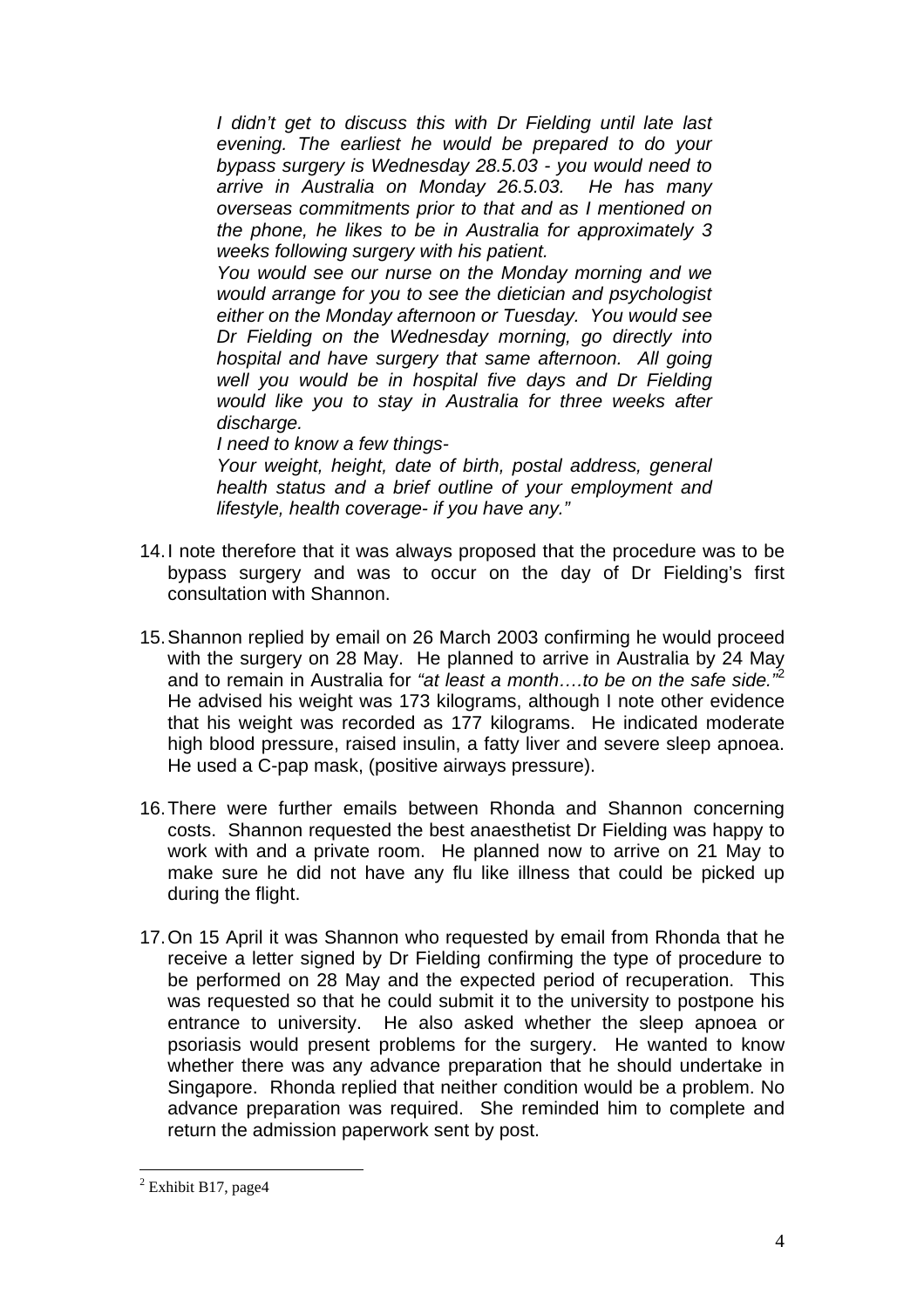> *I didn't get to discuss this with Dr Fielding until late last evening. The earliest he would be prepared to do your bypass surgery is Wednesday 28.5.03 - you would need to arrive in Australia on Monday 26.5.03. He has many overseas commitments prior to that and as I mentioned on the phone, he likes to be in Australia for approximately 3 weeks following surgery with his patient.*
>
> *You would see our nurse on the Monday morning and we would arrange for you to see the dietician and psychologist either on the Monday afternoon or Tuesday. You would see Dr Fielding on the Wednesday morning, go directly into hospital and have surgery that same afternoon. All going well you would be in hospital five days and Dr Fielding would like you to stay in Australia for three weeks after discharge.*
>
> *I need to know a few things-*
>
> *Your weight, height, date of birth, postal address, general health status and a brief outline of your employment and lifestyle, health coverage- if you have any."*

14. I note therefore that it was always proposed that the procedure was to be bypass surgery and was to occur on the day of Dr Fielding's first consultation with Shannon.

15. Shannon replied by email on 26 March 2003 confirming he would proceed with the surgery on 28 May. He planned to arrive in Australia by 24 May and to remain in Australia for *"at least a month….to be on the safe side."*[2] He advised his weight was 173 kilograms, although I note other evidence that his weight was recorded as 177 kilograms. He indicated moderate high blood pressure, raised insulin, a fatty liver and severe sleep apnoea. He used a C-pap mask, (positive airways pressure).

16. There were further emails between Rhonda and Shannon concerning costs. Shannon requested the best anaesthetist Dr Fielding was happy to work with and a private room. He planned now to arrive on 21 May to make sure he did not have any flu like illness that could be picked up during the flight.

17. On 15 April it was Shannon who requested by email from Rhonda that he receive a letter signed by Dr Fielding confirming the type of procedure to be performed on 28 May and the expected period of recuperation. This was requested so that he could submit it to the university to postpone his entrance to university. He also asked whether the sleep apnoea or psoriasis would present problems for the surgery. He wanted to know whether there was any advance preparation that he should undertake in Singapore. Rhonda replied that neither condition would be a problem. No advance preparation was required. She reminded him to complete and return the admission paperwork sent by post.

---

[2] Exhibit B17, page4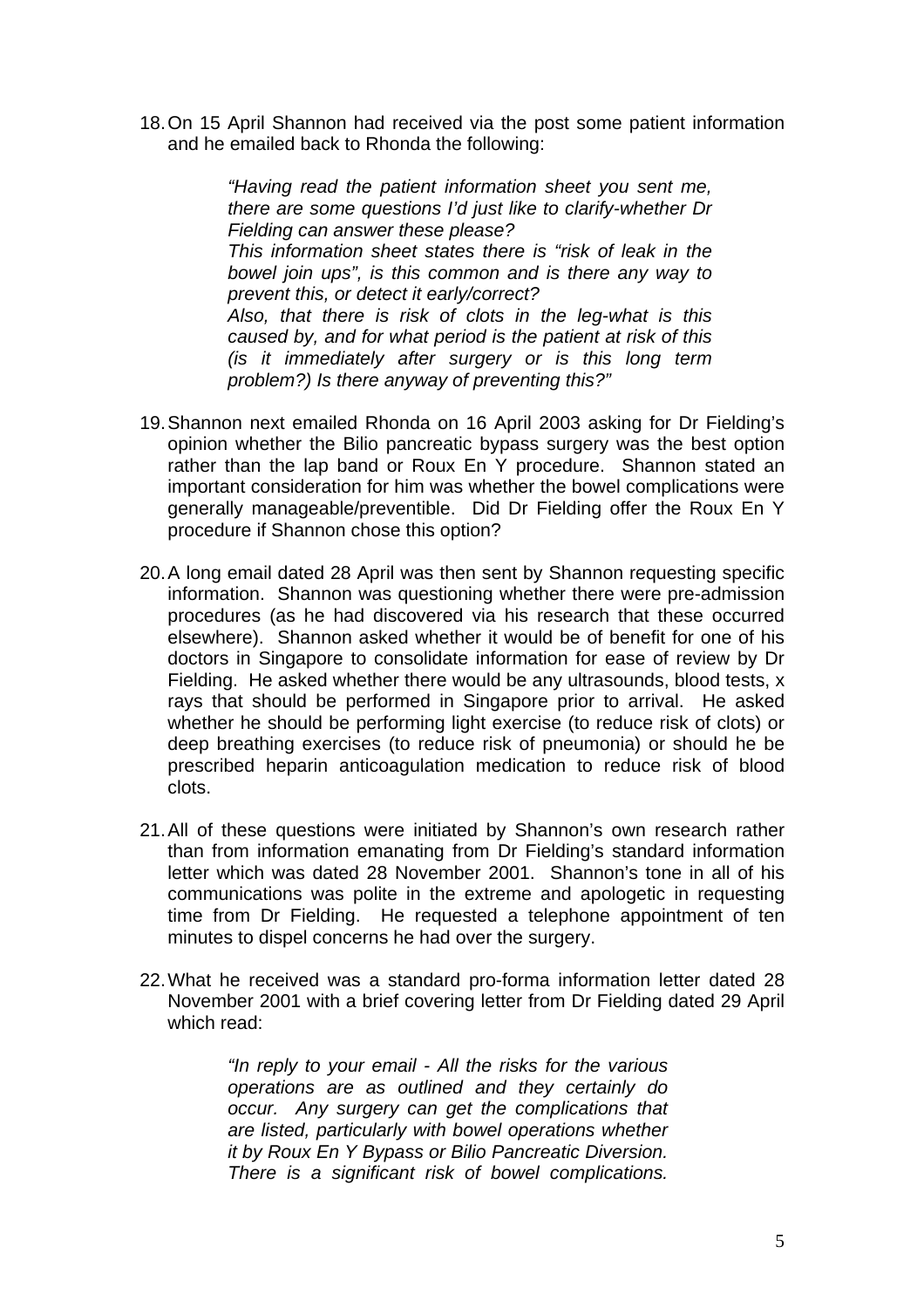18. On 15 April Shannon had received via the post some patient information and he emailed back to Rhonda the following:

> *"Having read the patient information sheet you sent me, there are some questions I'd just like to clarify-whether Dr Fielding can answer these please?*
> *This information sheet states there is "risk of leak in the bowel join ups", is this common and is there any way to prevent this, or detect it early/correct?*
> *Also, that there is risk of clots in the leg-what is this caused by, and for what period is the patient at risk of this (is it immediately after surgery or is this long term problem?) Is there anyway of preventing this?"*

19. Shannon next emailed Rhonda on 16 April 2003 asking for Dr Fielding's opinion whether the Bilio pancreatic bypass surgery was the best option rather than the lap band or Roux En Y procedure. Shannon stated an important consideration for him was whether the bowel complications were generally manageable/preventible. Did Dr Fielding offer the Roux En Y procedure if Shannon chose this option?

20. A long email dated 28 April was then sent by Shannon requesting specific information. Shannon was questioning whether there were pre-admission procedures (as he had discovered via his research that these occurred elsewhere). Shannon asked whether it would be of benefit for one of his doctors in Singapore to consolidate information for ease of review by Dr Fielding. He asked whether there would be any ultrasounds, blood tests, x rays that should be performed in Singapore prior to arrival. He asked whether he should be performing light exercise (to reduce risk of clots) or deep breathing exercises (to reduce risk of pneumonia) or should he be prescribed heparin anticoagulation medication to reduce risk of blood clots.

21. All of these questions were initiated by Shannon's own research rather than from information emanating from Dr Fielding's standard information letter which was dated 28 November 2001. Shannon's tone in all of his communications was polite in the extreme and apologetic in requesting time from Dr Fielding. He requested a telephone appointment of ten minutes to dispel concerns he had over the surgery.

22. What he received was a standard pro-forma information letter dated 28 November 2001 with a brief covering letter from Dr Fielding dated 29 April which read:

> *"In reply to your email - All the risks for the various operations are as outlined and they certainly do occur. Any surgery can get the complications that are listed, particularly with bowel operations whether it by Roux En Y Bypass or Bilio Pancreatic Diversion. There is a significant risk of bowel complications.*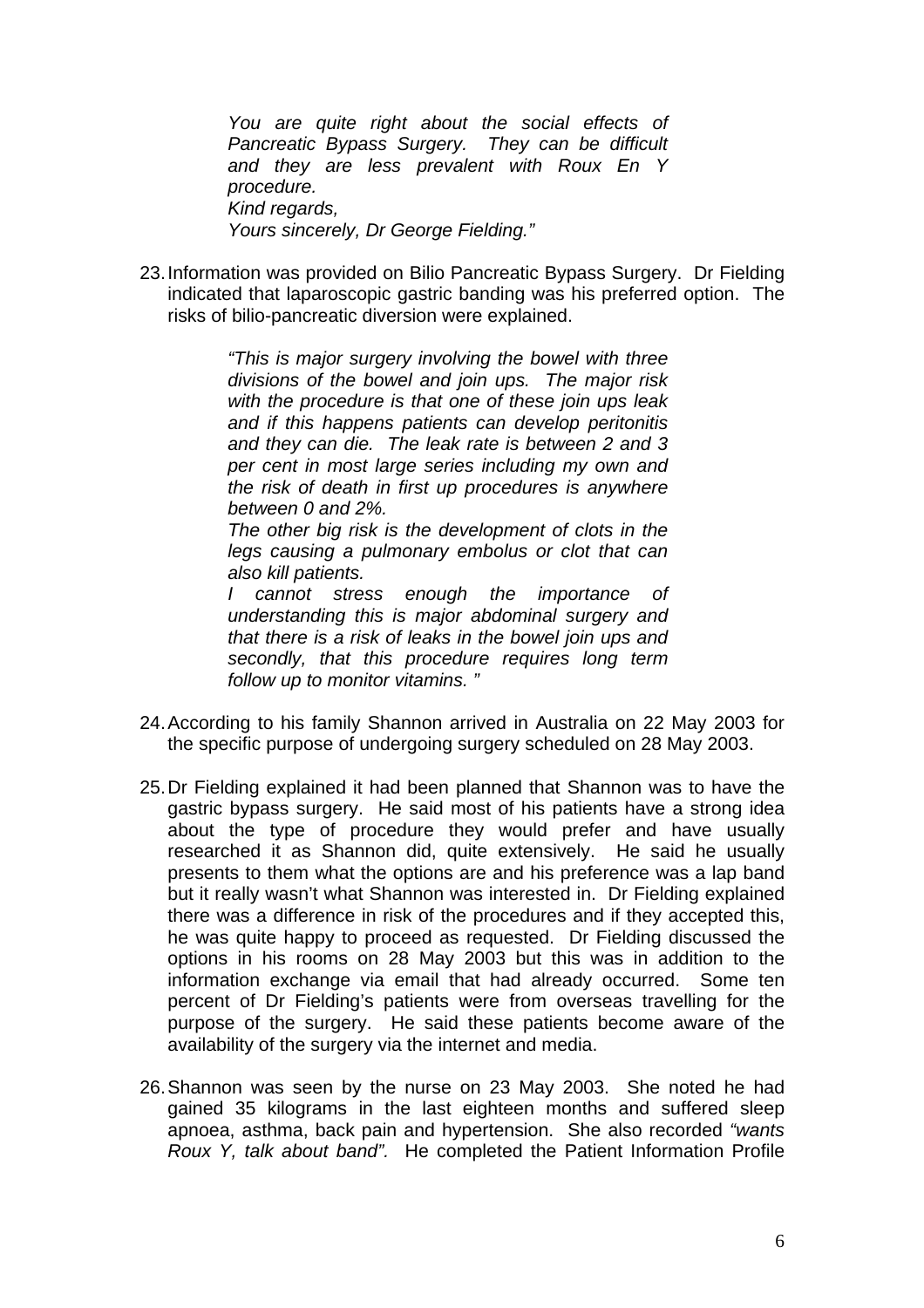> *You are quite right about the social effects of Pancreatic Bypass Surgery. They can be difficult and they are less prevalent with Roux En Y procedure.*
> *Kind regards,*
> *Yours sincerely, Dr George Fielding."*

23. Information was provided on Bilio Pancreatic Bypass Surgery. Dr Fielding indicated that laparoscopic gastric banding was his preferred option. The risks of bilio-pancreatic diversion were explained.

> *"This is major surgery involving the bowel with three divisions of the bowel and join ups. The major risk with the procedure is that one of these join ups leak and if this happens patients can develop peritonitis and they can die. The leak rate is between 2 and 3 per cent in most large series including my own and the risk of death in first up procedures is anywhere between 0 and 2%.*
> *The other big risk is the development of clots in the legs causing a pulmonary embolus or clot that can also kill patients.*
> *I cannot stress enough the importance of understanding this is major abdominal surgery and that there is a risk of leaks in the bowel join ups and secondly, that this procedure requires long term follow up to monitor vitamins. "*

24. According to his family Shannon arrived in Australia on 22 May 2003 for the specific purpose of undergoing surgery scheduled on 28 May 2003.

25. Dr Fielding explained it had been planned that Shannon was to have the gastric bypass surgery. He said most of his patients have a strong idea about the type of procedure they would prefer and have usually researched it as Shannon did, quite extensively. He said he usually presents to them what the options are and his preference was a lap band but it really wasn't what Shannon was interested in. Dr Fielding explained there was a difference in risk of the procedures and if they accepted this, he was quite happy to proceed as requested. Dr Fielding discussed the options in his rooms on 28 May 2003 but this was in addition to the information exchange via email that had already occurred. Some ten percent of Dr Fielding's patients were from overseas travelling for the purpose of the surgery. He said these patients become aware of the availability of the surgery via the internet and media.

26. Shannon was seen by the nurse on 23 May 2003. She noted he had gained 35 kilograms in the last eighteen months and suffered sleep apnoea, asthma, back pain and hypertension. She also recorded *"wants Roux Y, talk about band".* He completed the Patient Information Profile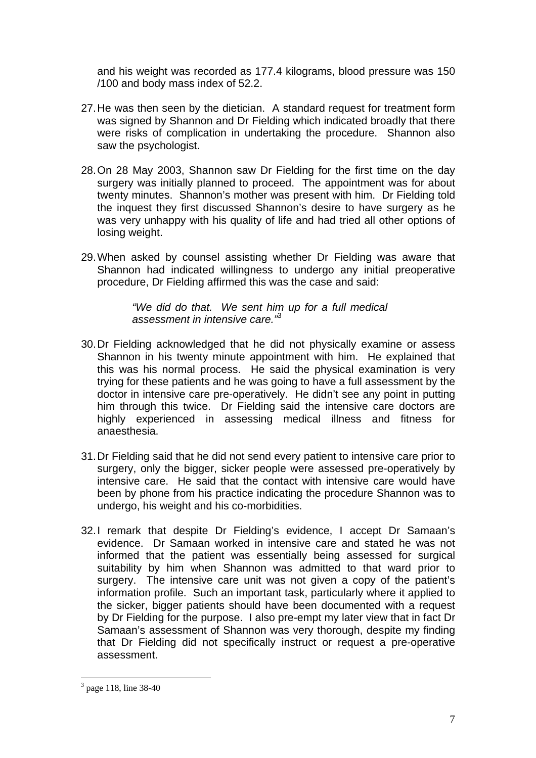and his weight was recorded as 177.4 kilograms, blood pressure was 150 /100 and body mass index of 52.2.

27. He was then seen by the dietician. A standard request for treatment form was signed by Shannon and Dr Fielding which indicated broadly that there were risks of complication in undertaking the procedure. Shannon also saw the psychologist.

28. On 28 May 2003, Shannon saw Dr Fielding for the first time on the day surgery was initially planned to proceed. The appointment was for about twenty minutes. Shannon's mother was present with him. Dr Fielding told the inquest they first discussed Shannon's desire to have surgery as he was very unhappy with his quality of life and had tried all other options of losing weight.

29. When asked by counsel assisting whether Dr Fielding was aware that Shannon had indicated willingness to undergo any initial preoperative procedure, Dr Fielding affirmed this was the case and said:

> *"We did do that. We sent him up for a full medical assessment in intensive care."*[3]

30. Dr Fielding acknowledged that he did not physically examine or assess Shannon in his twenty minute appointment with him. He explained that this was his normal process. He said the physical examination is very trying for these patients and he was going to have a full assessment by the doctor in intensive care pre-operatively. He didn't see any point in putting him through this twice. Dr Fielding said the intensive care doctors are highly experienced in assessing medical illness and fitness for anaesthesia.

31. Dr Fielding said that he did not send every patient to intensive care prior to surgery, only the bigger, sicker people were assessed pre-operatively by intensive care. He said that the contact with intensive care would have been by phone from his practice indicating the procedure Shannon was to undergo, his weight and his co-morbidities.

32. I remark that despite Dr Fielding's evidence, I accept Dr Samaan's evidence. Dr Samaan worked in intensive care and stated he was not informed that the patient was essentially being assessed for surgical suitability by him when Shannon was admitted to that ward prior to surgery. The intensive care unit was not given a copy of the patient's information profile. Such an important task, particularly where it applied to the sicker, bigger patients should have been documented with a request by Dr Fielding for the purpose. I also pre-empt my later view that in fact Dr Samaan's assessment of Shannon was very thorough, despite my finding that Dr Fielding did not specifically instruct or request a pre-operative assessment.

---

[3] page 118, line 38-40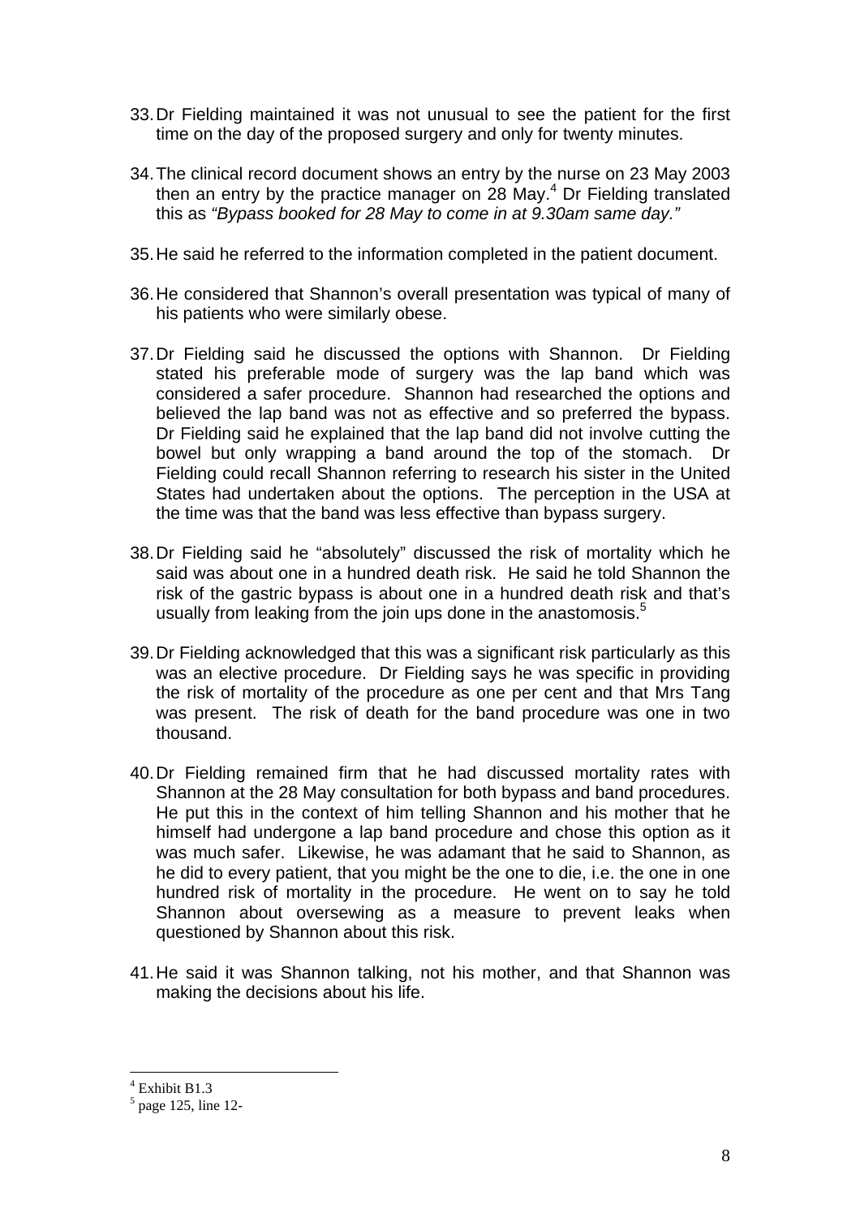33. Dr Fielding maintained it was not unusual to see the patient for the first time on the day of the proposed surgery and only for twenty minutes.

34. The clinical record document shows an entry by the nurse on 23 May 2003 then an entry by the practice manager on 28 May.[4] Dr Fielding translated this as *"Bypass booked for 28 May to come in at 9.30am same day."*

35. He said he referred to the information completed in the patient document.

36. He considered that Shannon's overall presentation was typical of many of his patients who were similarly obese.

37. Dr Fielding said he discussed the options with Shannon. Dr Fielding stated his preferable mode of surgery was the lap band which was considered a safer procedure. Shannon had researched the options and believed the lap band was not as effective and so preferred the bypass. Dr Fielding said he explained that the lap band did not involve cutting the bowel but only wrapping a band around the top of the stomach. Dr Fielding could recall Shannon referring to research his sister in the United States had undertaken about the options. The perception in the USA at the time was that the band was less effective than bypass surgery.

38. Dr Fielding said he "absolutely" discussed the risk of mortality which he said was about one in a hundred death risk. He said he told Shannon the risk of the gastric bypass is about one in a hundred death risk and that's usually from leaking from the join ups done in the anastomosis.[5]

39. Dr Fielding acknowledged that this was a significant risk particularly as this was an elective procedure. Dr Fielding says he was specific in providing the risk of mortality of the procedure as one per cent and that Mrs Tang was present. The risk of death for the band procedure was one in two thousand.

40. Dr Fielding remained firm that he had discussed mortality rates with Shannon at the 28 May consultation for both bypass and band procedures. He put this in the context of him telling Shannon and his mother that he himself had undergone a lap band procedure and chose this option as it was much safer. Likewise, he was adamant that he said to Shannon, as he did to every patient, that you might be the one to die, i.e. the one in one hundred risk of mortality in the procedure. He went on to say he told Shannon about oversewing as a measure to prevent leaks when questioned by Shannon about this risk.

41. He said it was Shannon talking, not his mother, and that Shannon was making the decisions about his life.

---

[4] Exhibit B1.3

[5] page 125, line 12-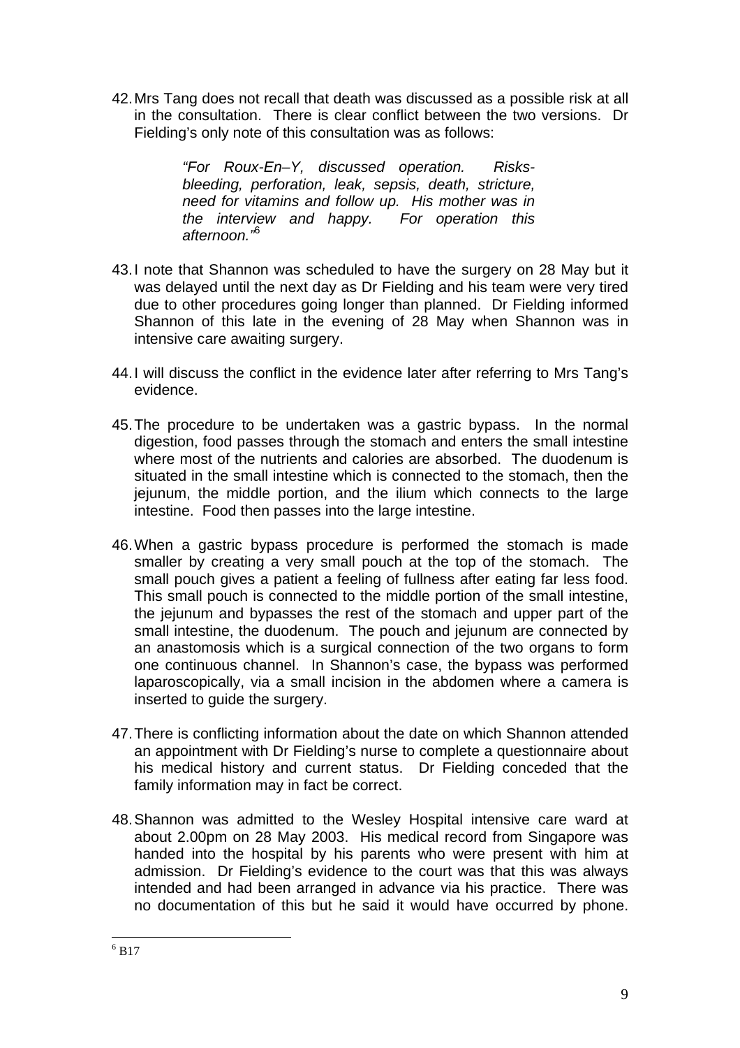42. Mrs Tang does not recall that death was discussed as a possible risk at all in the consultation. There is clear conflict between the two versions. Dr Fielding's only note of this consultation was as follows:

> *"For Roux-En–Y, discussed operation. Risks- bleeding, perforation, leak, sepsis, death, stricture, need for vitamins and follow up. His mother was in the interview and happy. For operation this afternoon."*[6]

43. I note that Shannon was scheduled to have the surgery on 28 May but it was delayed until the next day as Dr Fielding and his team were very tired due to other procedures going longer than planned. Dr Fielding informed Shannon of this late in the evening of 28 May when Shannon was in intensive care awaiting surgery.

44. I will discuss the conflict in the evidence later after referring to Mrs Tang's evidence.

45. The procedure to be undertaken was a gastric bypass. In the normal digestion, food passes through the stomach and enters the small intestine where most of the nutrients and calories are absorbed. The duodenum is situated in the small intestine which is connected to the stomach, then the jejunum, the middle portion, and the ilium which connects to the large intestine. Food then passes into the large intestine.

46. When a gastric bypass procedure is performed the stomach is made smaller by creating a very small pouch at the top of the stomach. The small pouch gives a patient a feeling of fullness after eating far less food. This small pouch is connected to the middle portion of the small intestine, the jejunum and bypasses the rest of the stomach and upper part of the small intestine, the duodenum. The pouch and jejunum are connected by an anastomosis which is a surgical connection of the two organs to form one continuous channel. In Shannon's case, the bypass was performed laparoscopically, via a small incision in the abdomen where a camera is inserted to guide the surgery.

47. There is conflicting information about the date on which Shannon attended an appointment with Dr Fielding's nurse to complete a questionnaire about his medical history and current status. Dr Fielding conceded that the family information may in fact be correct.

48. Shannon was admitted to the Wesley Hospital intensive care ward at about 2.00pm on 28 May 2003. His medical record from Singapore was handed into the hospital by his parents who were present with him at admission. Dr Fielding's evidence to the court was that this was always intended and had been arranged in advance via his practice. There was no documentation of this but he said it would have occurred by phone.

---

[6] B17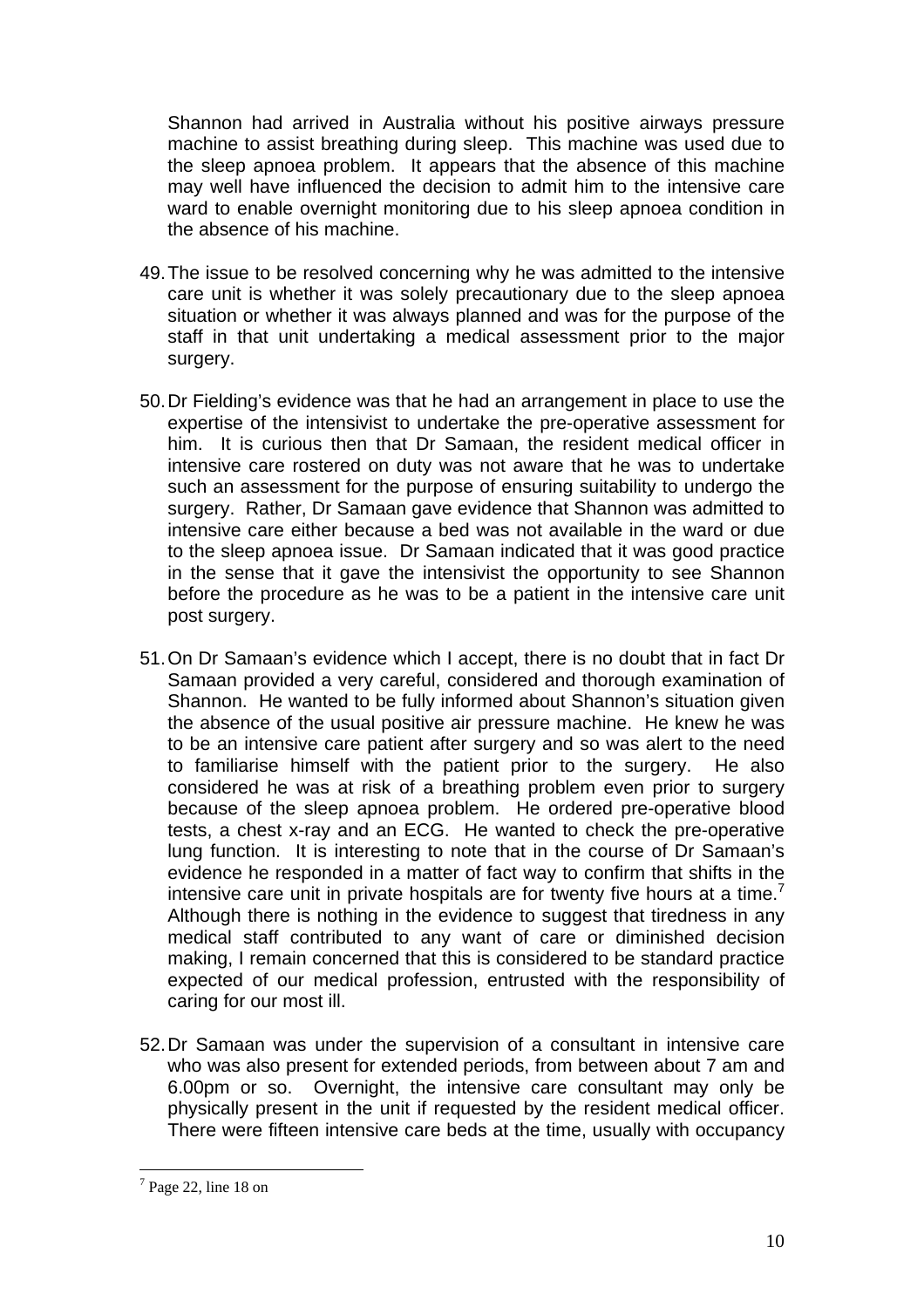Shannon had arrived in Australia without his positive airways pressure machine to assist breathing during sleep. This machine was used due to the sleep apnoea problem. It appears that the absence of this machine may well have influenced the decision to admit him to the intensive care ward to enable overnight monitoring due to his sleep apnoea condition in the absence of his machine.

49. The issue to be resolved concerning why he was admitted to the intensive care unit is whether it was solely precautionary due to the sleep apnoea situation or whether it was always planned and was for the purpose of the staff in that unit undertaking a medical assessment prior to the major surgery.

50. Dr Fielding's evidence was that he had an arrangement in place to use the expertise of the intensivist to undertake the pre-operative assessment for him. It is curious then that Dr Samaan, the resident medical officer in intensive care rostered on duty was not aware that he was to undertake such an assessment for the purpose of ensuring suitability to undergo the surgery. Rather, Dr Samaan gave evidence that Shannon was admitted to intensive care either because a bed was not available in the ward or due to the sleep apnoea issue. Dr Samaan indicated that it was good practice in the sense that it gave the intensivist the opportunity to see Shannon before the procedure as he was to be a patient in the intensive care unit post surgery.

51. On Dr Samaan's evidence which I accept, there is no doubt that in fact Dr Samaan provided a very careful, considered and thorough examination of Shannon. He wanted to be fully informed about Shannon's situation given the absence of the usual positive air pressure machine. He knew he was to be an intensive care patient after surgery and so was alert to the need to familiarise himself with the patient prior to the surgery. He also considered he was at risk of a breathing problem even prior to surgery because of the sleep apnoea problem. He ordered pre-operative blood tests, a chest x-ray and an ECG. He wanted to check the pre-operative lung function. It is interesting to note that in the course of Dr Samaan's evidence he responded in a matter of fact way to confirm that shifts in the intensive care unit in private hospitals are for twenty five hours at a time.[7] Although there is nothing in the evidence to suggest that tiredness in any medical staff contributed to any want of care or diminished decision making, I remain concerned that this is considered to be standard practice expected of our medical profession, entrusted with the responsibility of caring for our most ill.

52. Dr Samaan was under the supervision of a consultant in intensive care who was also present for extended periods, from between about 7 am and 6.00pm or so. Overnight, the intensive care consultant may only be physically present in the unit if requested by the resident medical officer. There were fifteen intensive care beds at the time, usually with occupancy

[7] Page 22, line 18 on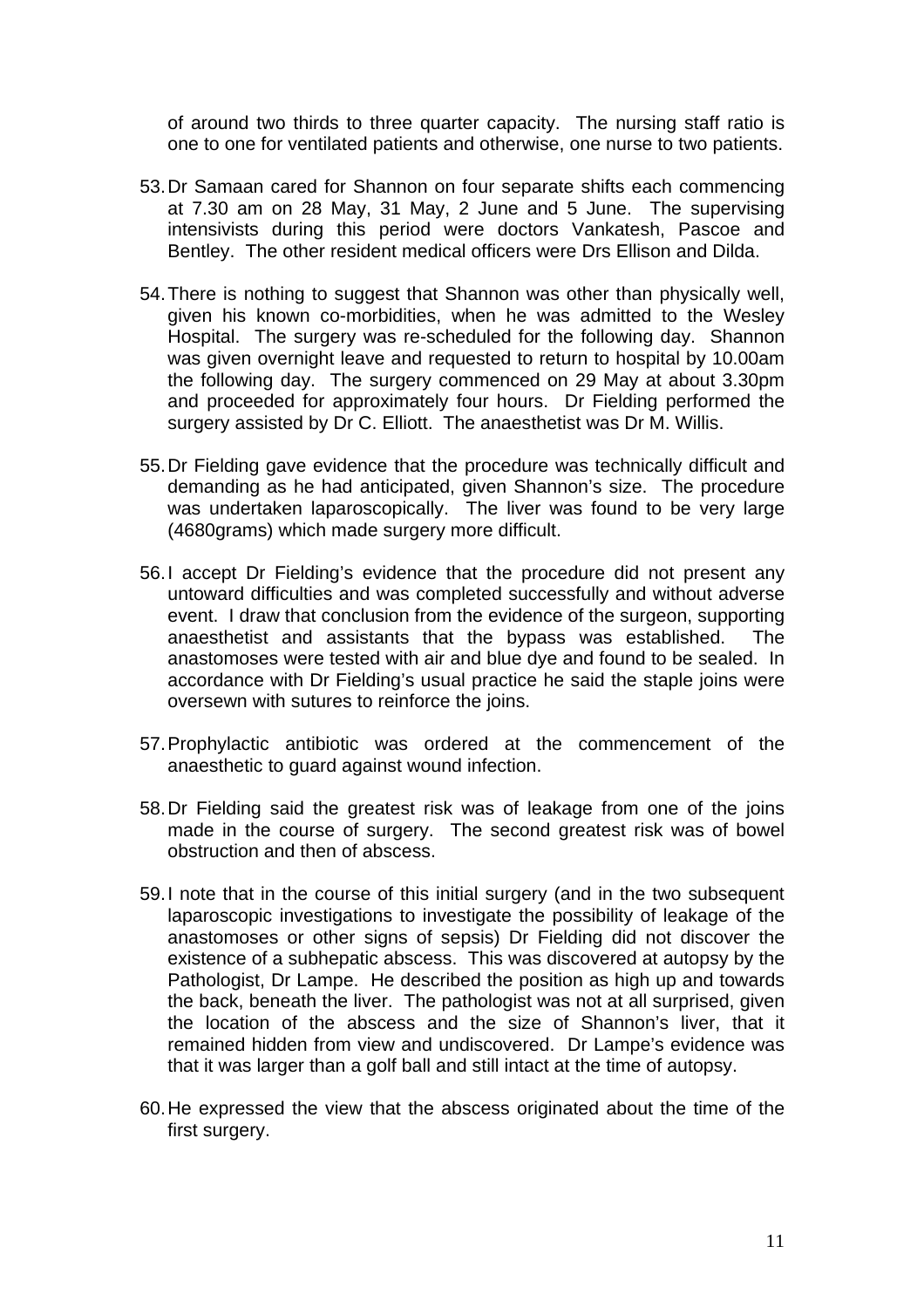of around two thirds to three quarter capacity. The nursing staff ratio is one to one for ventilated patients and otherwise, one nurse to two patients.

53. Dr Samaan cared for Shannon on four separate shifts each commencing at 7.30 am on 28 May, 31 May, 2 June and 5 June. The supervising intensivists during this period were doctors Vankatesh, Pascoe and Bentley. The other resident medical officers were Drs Ellison and Dilda.

54. There is nothing to suggest that Shannon was other than physically well, given his known co-morbidities, when he was admitted to the Wesley Hospital. The surgery was re-scheduled for the following day. Shannon was given overnight leave and requested to return to hospital by 10.00am the following day. The surgery commenced on 29 May at about 3.30pm and proceeded for approximately four hours. Dr Fielding performed the surgery assisted by Dr C. Elliott. The anaesthetist was Dr M. Willis.

55. Dr Fielding gave evidence that the procedure was technically difficult and demanding as he had anticipated, given Shannon's size. The procedure was undertaken laparoscopically. The liver was found to be very large (4680grams) which made surgery more difficult.

56. I accept Dr Fielding's evidence that the procedure did not present any untoward difficulties and was completed successfully and without adverse event. I draw that conclusion from the evidence of the surgeon, supporting anaesthetist and assistants that the bypass was established. The anastomoses were tested with air and blue dye and found to be sealed. In accordance with Dr Fielding's usual practice he said the staple joins were oversewn with sutures to reinforce the joins.

57. Prophylactic antibiotic was ordered at the commencement of the anaesthetic to guard against wound infection.

58. Dr Fielding said the greatest risk was of leakage from one of the joins made in the course of surgery. The second greatest risk was of bowel obstruction and then of abscess.

59. I note that in the course of this initial surgery (and in the two subsequent laparoscopic investigations to investigate the possibility of leakage of the anastomoses or other signs of sepsis) Dr Fielding did not discover the existence of a subhepatic abscess. This was discovered at autopsy by the Pathologist, Dr Lampe. He described the position as high up and towards the back, beneath the liver. The pathologist was not at all surprised, given the location of the abscess and the size of Shannon's liver, that it remained hidden from view and undiscovered. Dr Lampe's evidence was that it was larger than a golf ball and still intact at the time of autopsy.

60. He expressed the view that the abscess originated about the time of the first surgery.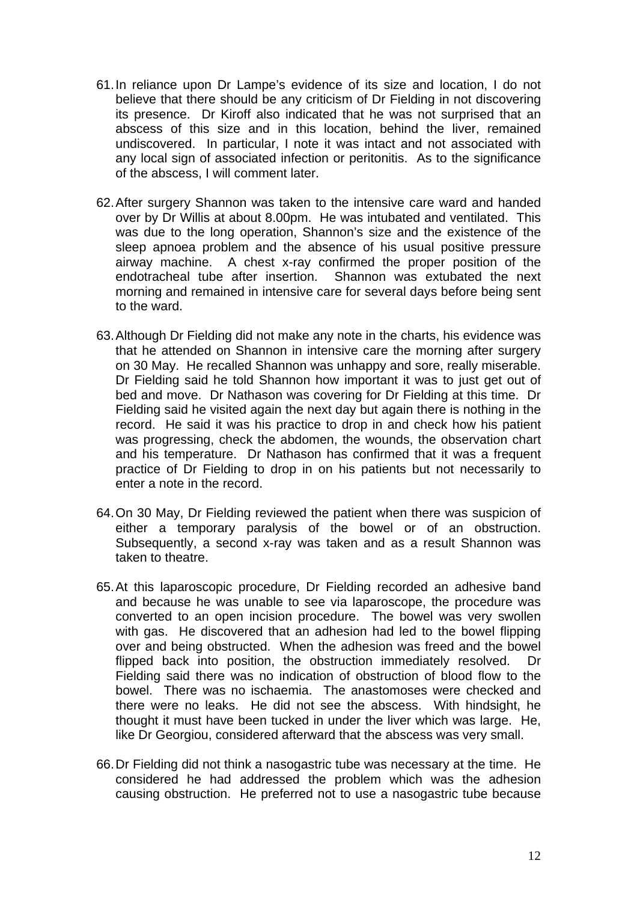61. In reliance upon Dr Lampe's evidence of its size and location, I do not believe that there should be any criticism of Dr Fielding in not discovering its presence. Dr Kiroff also indicated that he was not surprised that an abscess of this size and in this location, behind the liver, remained undiscovered. In particular, I note it was intact and not associated with any local sign of associated infection or peritonitis. As to the significance of the abscess, I will comment later.

62. After surgery Shannon was taken to the intensive care ward and handed over by Dr Willis at about 8.00pm. He was intubated and ventilated. This was due to the long operation, Shannon's size and the existence of the sleep apnoea problem and the absence of his usual positive pressure airway machine. A chest x-ray confirmed the proper position of the endotracheal tube after insertion. Shannon was extubated the next morning and remained in intensive care for several days before being sent to the ward.

63. Although Dr Fielding did not make any note in the charts, his evidence was that he attended on Shannon in intensive care the morning after surgery on 30 May. He recalled Shannon was unhappy and sore, really miserable. Dr Fielding said he told Shannon how important it was to just get out of bed and move. Dr Nathason was covering for Dr Fielding at this time. Dr Fielding said he visited again the next day but again there is nothing in the record. He said it was his practice to drop in and check how his patient was progressing, check the abdomen, the wounds, the observation chart and his temperature. Dr Nathason has confirmed that it was a frequent practice of Dr Fielding to drop in on his patients but not necessarily to enter a note in the record.

64. On 30 May, Dr Fielding reviewed the patient when there was suspicion of either a temporary paralysis of the bowel or of an obstruction. Subsequently, a second x-ray was taken and as a result Shannon was taken to theatre.

65. At this laparoscopic procedure, Dr Fielding recorded an adhesive band and because he was unable to see via laparoscope, the procedure was converted to an open incision procedure. The bowel was very swollen with gas. He discovered that an adhesion had led to the bowel flipping over and being obstructed. When the adhesion was freed and the bowel flipped back into position, the obstruction immediately resolved. Dr Fielding said there was no indication of obstruction of blood flow to the bowel. There was no ischaemia. The anastomoses were checked and there were no leaks. He did not see the abscess. With hindsight, he thought it must have been tucked in under the liver which was large. He, like Dr Georgiou, considered afterward that the abscess was very small.

66. Dr Fielding did not think a nasogastric tube was necessary at the time. He considered he had addressed the problem which was the adhesion causing obstruction. He preferred not to use a nasogastric tube because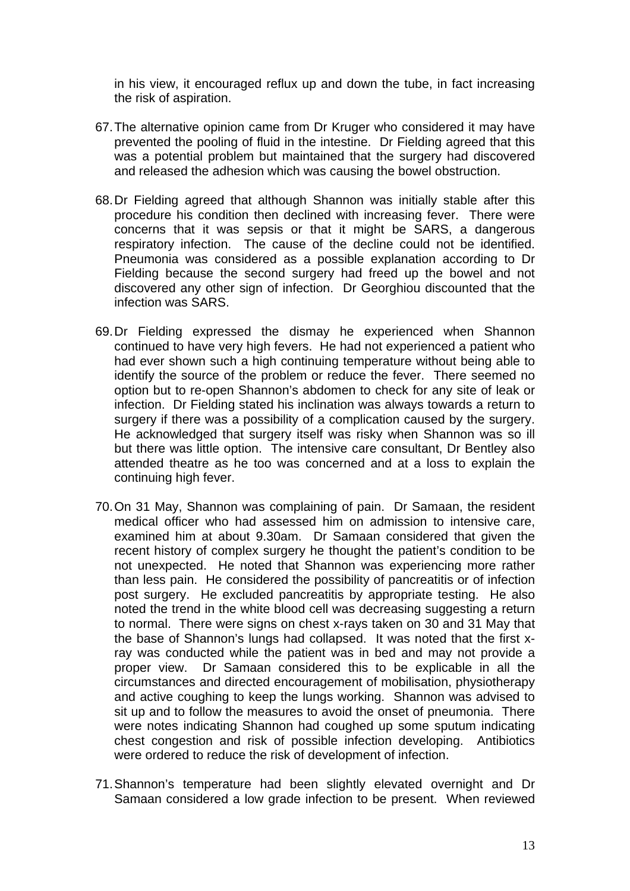in his view, it encouraged reflux up and down the tube, in fact increasing the risk of aspiration.

67. The alternative opinion came from Dr Kruger who considered it may have prevented the pooling of fluid in the intestine. Dr Fielding agreed that this was a potential problem but maintained that the surgery had discovered and released the adhesion which was causing the bowel obstruction.

68. Dr Fielding agreed that although Shannon was initially stable after this procedure his condition then declined with increasing fever. There were concerns that it was sepsis or that it might be SARS, a dangerous respiratory infection. The cause of the decline could not be identified. Pneumonia was considered as a possible explanation according to Dr Fielding because the second surgery had freed up the bowel and not discovered any other sign of infection. Dr Georghiou discounted that the infection was SARS.

69. Dr Fielding expressed the dismay he experienced when Shannon continued to have very high fevers. He had not experienced a patient who had ever shown such a high continuing temperature without being able to identify the source of the problem or reduce the fever. There seemed no option but to re-open Shannon's abdomen to check for any site of leak or infection. Dr Fielding stated his inclination was always towards a return to surgery if there was a possibility of a complication caused by the surgery. He acknowledged that surgery itself was risky when Shannon was so ill but there was little option. The intensive care consultant, Dr Bentley also attended theatre as he too was concerned and at a loss to explain the continuing high fever.

70. On 31 May, Shannon was complaining of pain. Dr Samaan, the resident medical officer who had assessed him on admission to intensive care, examined him at about 9.30am. Dr Samaan considered that given the recent history of complex surgery he thought the patient's condition to be not unexpected. He noted that Shannon was experiencing more rather than less pain. He considered the possibility of pancreatitis or of infection post surgery. He excluded pancreatitis by appropriate testing. He also noted the trend in the white blood cell was decreasing suggesting a return to normal. There were signs on chest x-rays taken on 30 and 31 May that the base of Shannon's lungs had collapsed. It was noted that the first x-ray was conducted while the patient was in bed and may not provide a proper view. Dr Samaan considered this to be explicable in all the circumstances and directed encouragement of mobilisation, physiotherapy and active coughing to keep the lungs working. Shannon was advised to sit up and to follow the measures to avoid the onset of pneumonia. There were notes indicating Shannon had coughed up some sputum indicating chest congestion and risk of possible infection developing. Antibiotics were ordered to reduce the risk of development of infection.

71. Shannon's temperature had been slightly elevated overnight and Dr Samaan considered a low grade infection to be present. When reviewed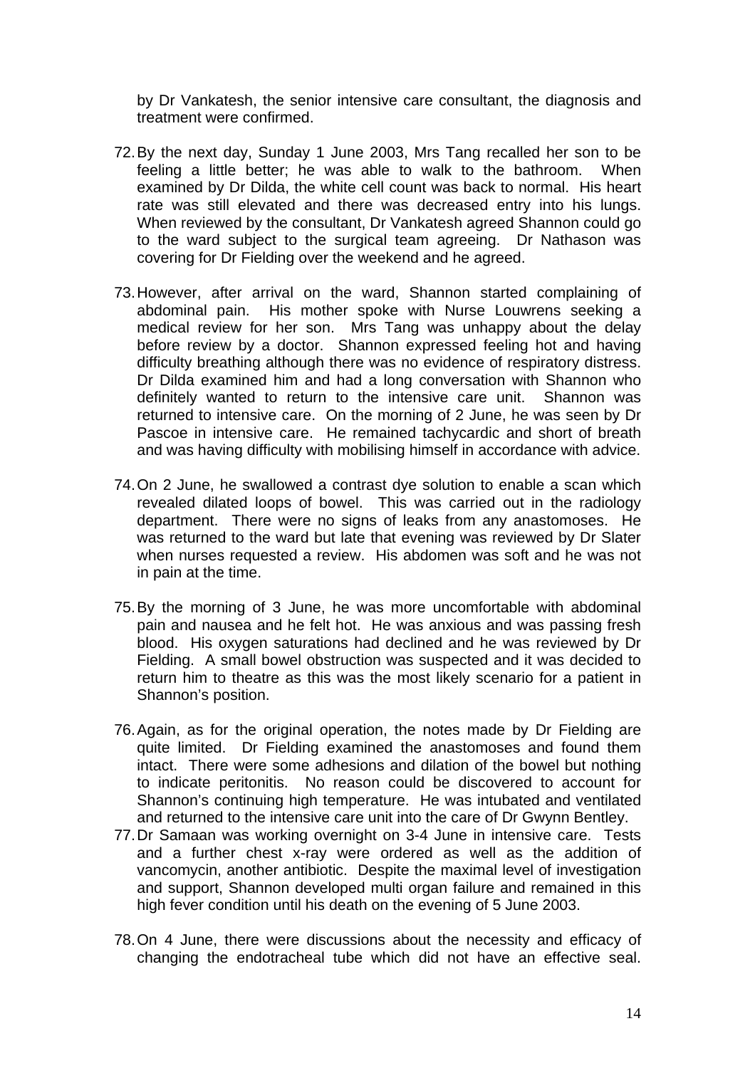by Dr Vankatesh, the senior intensive care consultant, the diagnosis and treatment were confirmed.

72. By the next day, Sunday 1 June 2003, Mrs Tang recalled her son to be feeling a little better; he was able to walk to the bathroom. When examined by Dr Dilda, the white cell count was back to normal. His heart rate was still elevated and there was decreased entry into his lungs. When reviewed by the consultant, Dr Vankatesh agreed Shannon could go to the ward subject to the surgical team agreeing. Dr Nathason was covering for Dr Fielding over the weekend and he agreed.

73. However, after arrival on the ward, Shannon started complaining of abdominal pain. His mother spoke with Nurse Louwrens seeking a medical review for her son. Mrs Tang was unhappy about the delay before review by a doctor. Shannon expressed feeling hot and having difficulty breathing although there was no evidence of respiratory distress. Dr Dilda examined him and had a long conversation with Shannon who definitely wanted to return to the intensive care unit. Shannon was returned to intensive care. On the morning of 2 June, he was seen by Dr Pascoe in intensive care. He remained tachycardic and short of breath and was having difficulty with mobilising himself in accordance with advice.

74. On 2 June, he swallowed a contrast dye solution to enable a scan which revealed dilated loops of bowel. This was carried out in the radiology department. There were no signs of leaks from any anastomoses. He was returned to the ward but late that evening was reviewed by Dr Slater when nurses requested a review. His abdomen was soft and he was not in pain at the time.

75. By the morning of 3 June, he was more uncomfortable with abdominal pain and nausea and he felt hot. He was anxious and was passing fresh blood. His oxygen saturations had declined and he was reviewed by Dr Fielding. A small bowel obstruction was suspected and it was decided to return him to theatre as this was the most likely scenario for a patient in Shannon's position.

76. Again, as for the original operation, the notes made by Dr Fielding are quite limited. Dr Fielding examined the anastomoses and found them intact. There were some adhesions and dilation of the bowel but nothing to indicate peritonitis. No reason could be discovered to account for Shannon's continuing high temperature. He was intubated and ventilated and returned to the intensive care unit into the care of Dr Gwynn Bentley.

77. Dr Samaan was working overnight on 3-4 June in intensive care. Tests and a further chest x-ray were ordered as well as the addition of vancomycin, another antibiotic. Despite the maximal level of investigation and support, Shannon developed multi organ failure and remained in this high fever condition until his death on the evening of 5 June 2003.

78. On 4 June, there were discussions about the necessity and efficacy of changing the endotracheal tube which did not have an effective seal.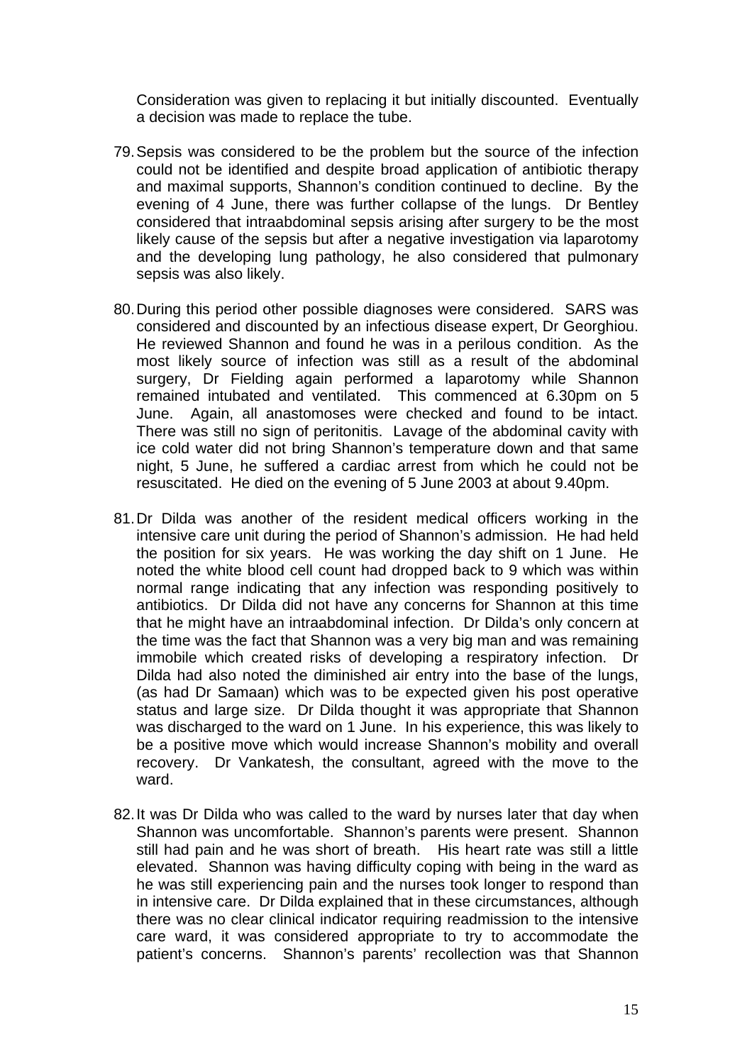Consideration was given to replacing it but initially discounted. Eventually a decision was made to replace the tube.

79. Sepsis was considered to be the problem but the source of the infection could not be identified and despite broad application of antibiotic therapy and maximal supports, Shannon's condition continued to decline. By the evening of 4 June, there was further collapse of the lungs. Dr Bentley considered that intraabdominal sepsis arising after surgery to be the most likely cause of the sepsis but after a negative investigation via laparotomy and the developing lung pathology, he also considered that pulmonary sepsis was also likely.

80. During this period other possible diagnoses were considered. SARS was considered and discounted by an infectious disease expert, Dr Georghiou. He reviewed Shannon and found he was in a perilous condition. As the most likely source of infection was still as a result of the abdominal surgery, Dr Fielding again performed a laparotomy while Shannon remained intubated and ventilated. This commenced at 6.30pm on 5 June. Again, all anastomoses were checked and found to be intact. There was still no sign of peritonitis. Lavage of the abdominal cavity with ice cold water did not bring Shannon's temperature down and that same night, 5 June, he suffered a cardiac arrest from which he could not be resuscitated. He died on the evening of 5 June 2003 at about 9.40pm.

81. Dr Dilda was another of the resident medical officers working in the intensive care unit during the period of Shannon's admission. He had held the position for six years. He was working the day shift on 1 June. He noted the white blood cell count had dropped back to 9 which was within normal range indicating that any infection was responding positively to antibiotics. Dr Dilda did not have any concerns for Shannon at this time that he might have an intraabdominal infection. Dr Dilda's only concern at the time was the fact that Shannon was a very big man and was remaining immobile which created risks of developing a respiratory infection. Dr Dilda had also noted the diminished air entry into the base of the lungs, (as had Dr Samaan) which was to be expected given his post operative status and large size. Dr Dilda thought it was appropriate that Shannon was discharged to the ward on 1 June. In his experience, this was likely to be a positive move which would increase Shannon's mobility and overall recovery. Dr Vankatesh, the consultant, agreed with the move to the ward.

82. It was Dr Dilda who was called to the ward by nurses later that day when Shannon was uncomfortable. Shannon's parents were present. Shannon still had pain and he was short of breath. His heart rate was still a little elevated. Shannon was having difficulty coping with being in the ward as he was still experiencing pain and the nurses took longer to respond than in intensive care. Dr Dilda explained that in these circumstances, although there was no clear clinical indicator requiring readmission to the intensive care ward, it was considered appropriate to try to accommodate the patient's concerns. Shannon's parents' recollection was that Shannon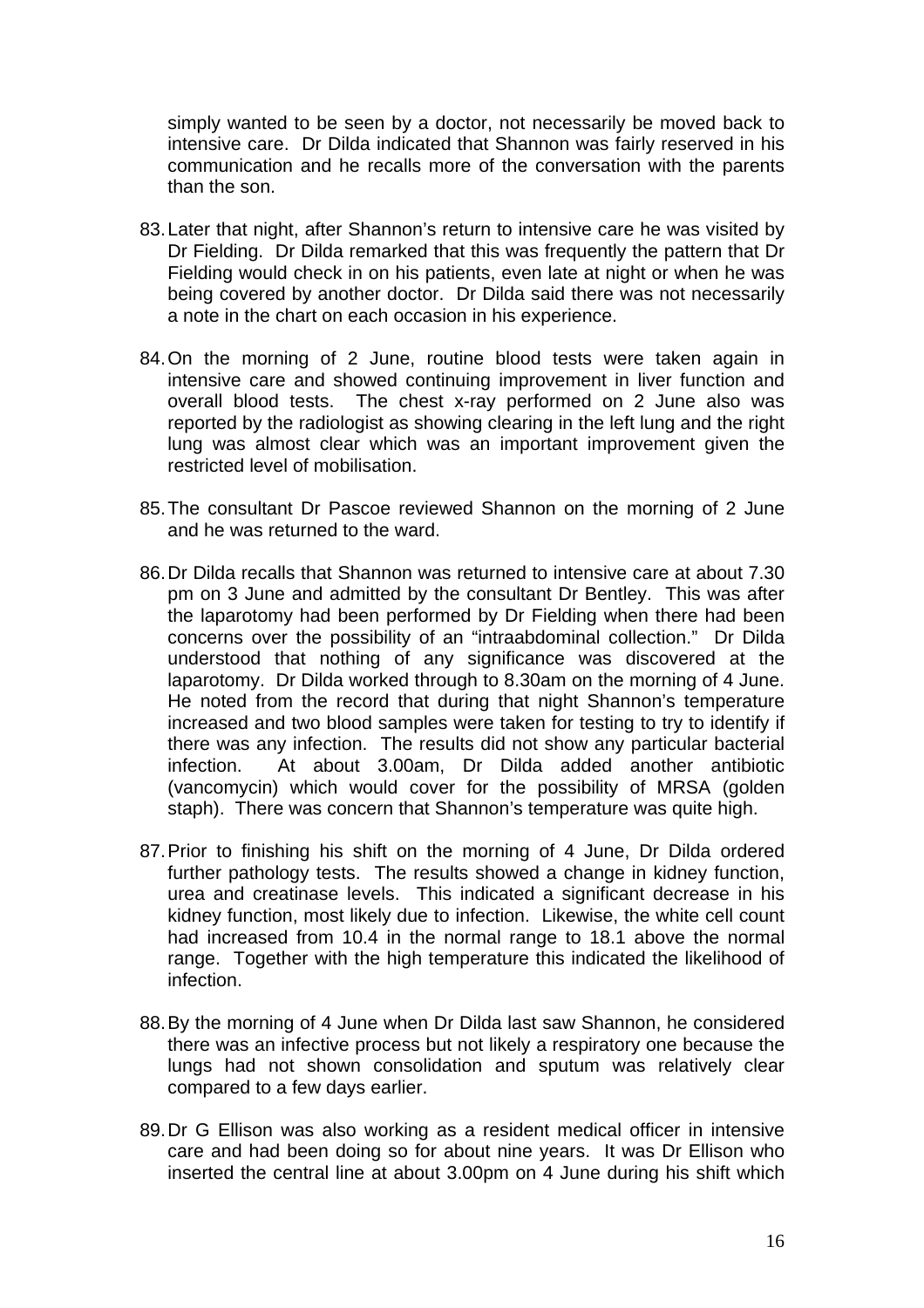simply wanted to be seen by a doctor, not necessarily be moved back to intensive care. Dr Dilda indicated that Shannon was fairly reserved in his communication and he recalls more of the conversation with the parents than the son.

83. Later that night, after Shannon's return to intensive care he was visited by Dr Fielding. Dr Dilda remarked that this was frequently the pattern that Dr Fielding would check in on his patients, even late at night or when he was being covered by another doctor. Dr Dilda said there was not necessarily a note in the chart on each occasion in his experience.

84. On the morning of 2 June, routine blood tests were taken again in intensive care and showed continuing improvement in liver function and overall blood tests. The chest x-ray performed on 2 June also was reported by the radiologist as showing clearing in the left lung and the right lung was almost clear which was an important improvement given the restricted level of mobilisation.

85. The consultant Dr Pascoe reviewed Shannon on the morning of 2 June and he was returned to the ward.

86. Dr Dilda recalls that Shannon was returned to intensive care at about 7.30 pm on 3 June and admitted by the consultant Dr Bentley. This was after the laparotomy had been performed by Dr Fielding when there had been concerns over the possibility of an "intraabdominal collection." Dr Dilda understood that nothing of any significance was discovered at the laparotomy. Dr Dilda worked through to 8.30am on the morning of 4 June. He noted from the record that during that night Shannon's temperature increased and two blood samples were taken for testing to try to identify if there was any infection. The results did not show any particular bacterial infection. At about 3.00am, Dr Dilda added another antibiotic (vancomycin) which would cover for the possibility of MRSA (golden staph). There was concern that Shannon's temperature was quite high.

87. Prior to finishing his shift on the morning of 4 June, Dr Dilda ordered further pathology tests. The results showed a change in kidney function, urea and creatinase levels. This indicated a significant decrease in his kidney function, most likely due to infection. Likewise, the white cell count had increased from 10.4 in the normal range to 18.1 above the normal range. Together with the high temperature this indicated the likelihood of infection.

88. By the morning of 4 June when Dr Dilda last saw Shannon, he considered there was an infective process but not likely a respiratory one because the lungs had not shown consolidation and sputum was relatively clear compared to a few days earlier.

89. Dr G Ellison was also working as a resident medical officer in intensive care and had been doing so for about nine years. It was Dr Ellison who inserted the central line at about 3.00pm on 4 June during his shift which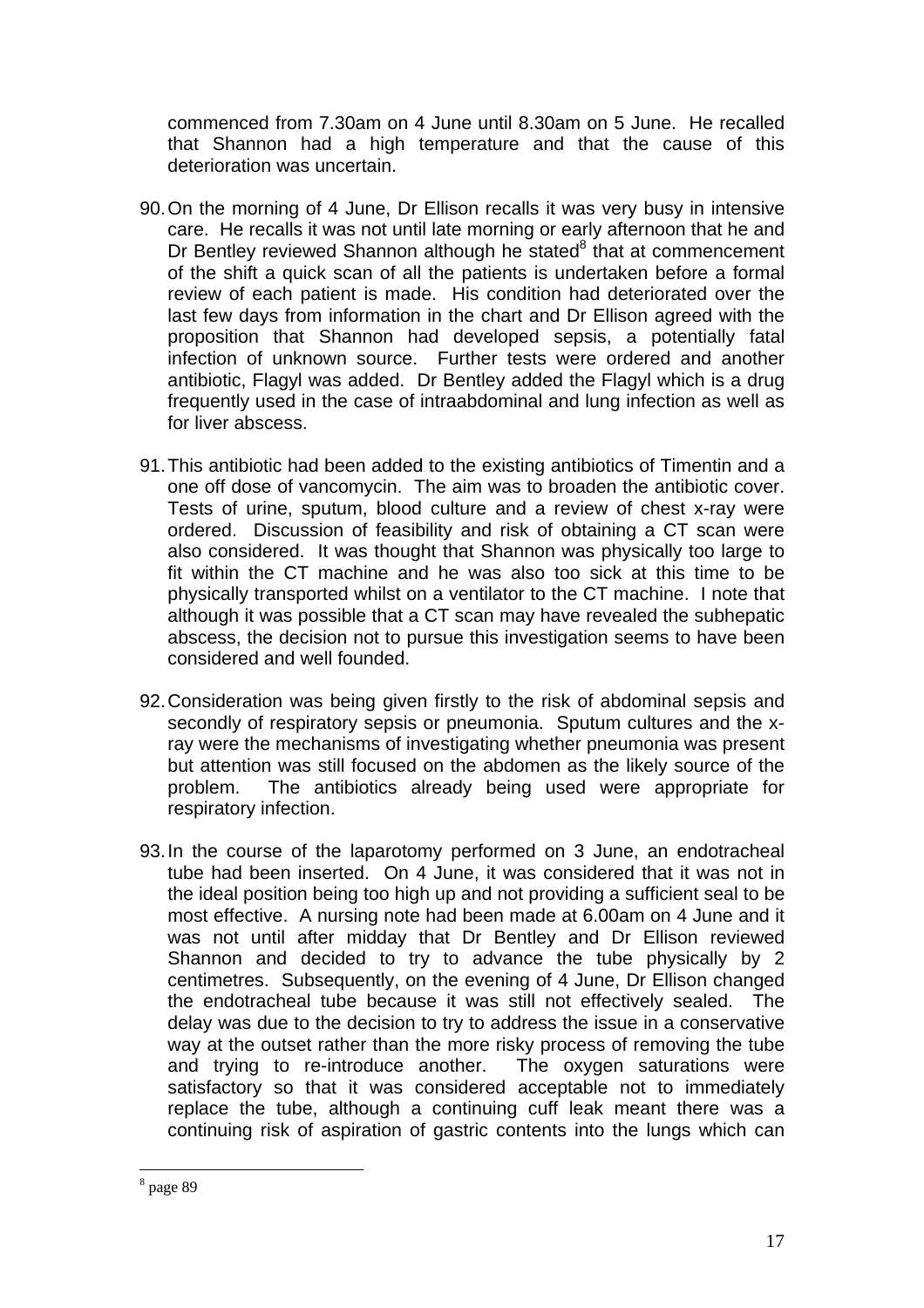commenced from 7.30am on 4 June until 8.30am on 5 June. He recalled that Shannon had a high temperature and that the cause of this deterioration was uncertain.

90. On the morning of 4 June, Dr Ellison recalls it was very busy in intensive care. He recalls it was not until late morning or early afternoon that he and Dr Bentley reviewed Shannon although he stated[8] that at commencement of the shift a quick scan of all the patients is undertaken before a formal review of each patient is made. His condition had deteriorated over the last few days from information in the chart and Dr Ellison agreed with the proposition that Shannon had developed sepsis, a potentially fatal infection of unknown source. Further tests were ordered and another antibiotic, Flagyl was added. Dr Bentley added the Flagyl which is a drug frequently used in the case of intraabdominal and lung infection as well as for liver abscess.

91. This antibiotic had been added to the existing antibiotics of Timentin and a one off dose of vancomycin. The aim was to broaden the antibiotic cover. Tests of urine, sputum, blood culture and a review of chest x-ray were ordered. Discussion of feasibility and risk of obtaining a CT scan were also considered. It was thought that Shannon was physically too large to fit within the CT machine and he was also too sick at this time to be physically transported whilst on a ventilator to the CT machine. I note that although it was possible that a CT scan may have revealed the subhepatic abscess, the decision not to pursue this investigation seems to have been considered and well founded.

92. Consideration was being given firstly to the risk of abdominal sepsis and secondly of respiratory sepsis or pneumonia. Sputum cultures and the x-ray were the mechanisms of investigating whether pneumonia was present but attention was still focused on the abdomen as the likely source of the problem. The antibiotics already being used were appropriate for respiratory infection.

93. In the course of the laparotomy performed on 3 June, an endotracheal tube had been inserted. On 4 June, it was considered that it was not in the ideal position being too high up and not providing a sufficient seal to be most effective. A nursing note had been made at 6.00am on 4 June and it was not until after midday that Dr Bentley and Dr Ellison reviewed Shannon and decided to try to advance the tube physically by 2 centimetres. Subsequently, on the evening of 4 June, Dr Ellison changed the endotracheal tube because it was still not effectively sealed. The delay was due to the decision to try to address the issue in a conservative way at the outset rather than the more risky process of removing the tube and trying to re-introduce another. The oxygen saturations were satisfactory so that it was considered acceptable not to immediately replace the tube, although a continuing cuff leak meant there was a continuing risk of aspiration of gastric contents into the lungs which can

---

[8] page 89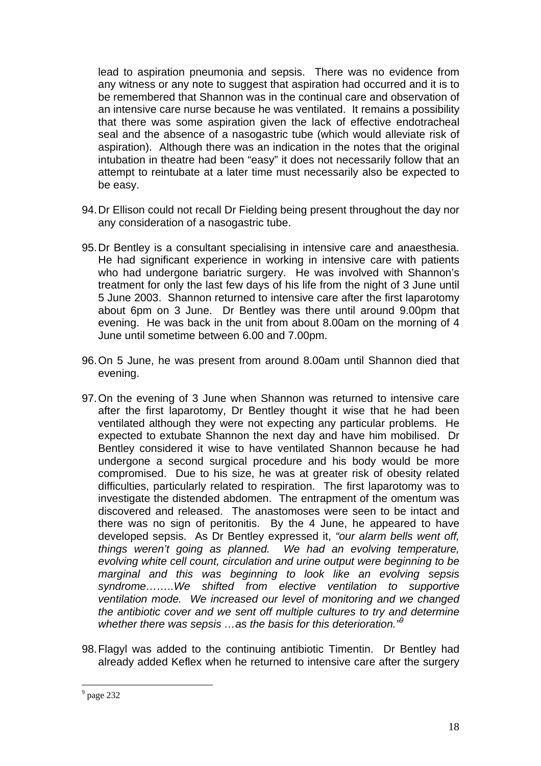lead to aspiration pneumonia and sepsis. There was no evidence from any witness or any note to suggest that aspiration had occurred and it is to be remembered that Shannon was in the continual care and observation of an intensive care nurse because he was ventilated. It remains a possibility that there was some aspiration given the lack of effective endotracheal seal and the absence of a nasogastric tube (which would alleviate risk of aspiration). Although there was an indication in the notes that the original intubation in theatre had been "easy" it does not necessarily follow that an attempt to reintubate at a later time must necessarily also be expected to be easy.

94. Dr Ellison could not recall Dr Fielding being present throughout the day nor any consideration of a nasogastric tube.

95. Dr Bentley is a consultant specialising in intensive care and anaesthesia. He had significant experience in working in intensive care with patients who had undergone bariatric surgery. He was involved with Shannon's treatment for only the last few days of his life from the night of 3 June until 5 June 2003. Shannon returned to intensive care after the first laparotomy about 6pm on 3 June. Dr Bentley was there until around 9.00pm that evening. He was back in the unit from about 8.00am on the morning of 4 June until sometime between 6.00 and 7.00pm.

96. On 5 June, he was present from around 8.00am until Shannon died that evening.

97. On the evening of 3 June when Shannon was returned to intensive care after the first laparotomy, Dr Bentley thought it wise that he had been ventilated although they were not expecting any particular problems. He expected to extubate Shannon the next day and have him mobilised. Dr Bentley considered it wise to have ventilated Shannon because he had undergone a second surgical procedure and his body would be more compromised. Due to his size, he was at greater risk of obesity related difficulties, particularly related to respiration. The first laparotomy was to investigate the distended abdomen. The entrapment of the omentum was discovered and released. The anastomoses were seen to be intact and there was no sign of peritonitis. By the 4 June, he appeared to have developed sepsis. As Dr Bentley expressed it, *"our alarm bells went off, things weren't going as planned. We had an evolving temperature, evolving white cell count, circulation and urine output were beginning to be marginal and this was beginning to look like an evolving sepsis syndrome……..We shifted from elective ventilation to supportive ventilation mode. We increased our level of monitoring and we changed the antibiotic cover and we sent off multiple cultures to try and determine whether there was sepsis …as the basis for this deterioration."*[9]

98. Flagyl was added to the continuing antibiotic Timentin. Dr Bentley had already added Keflex when he returned to intensive care after the surgery

---

[9] page 232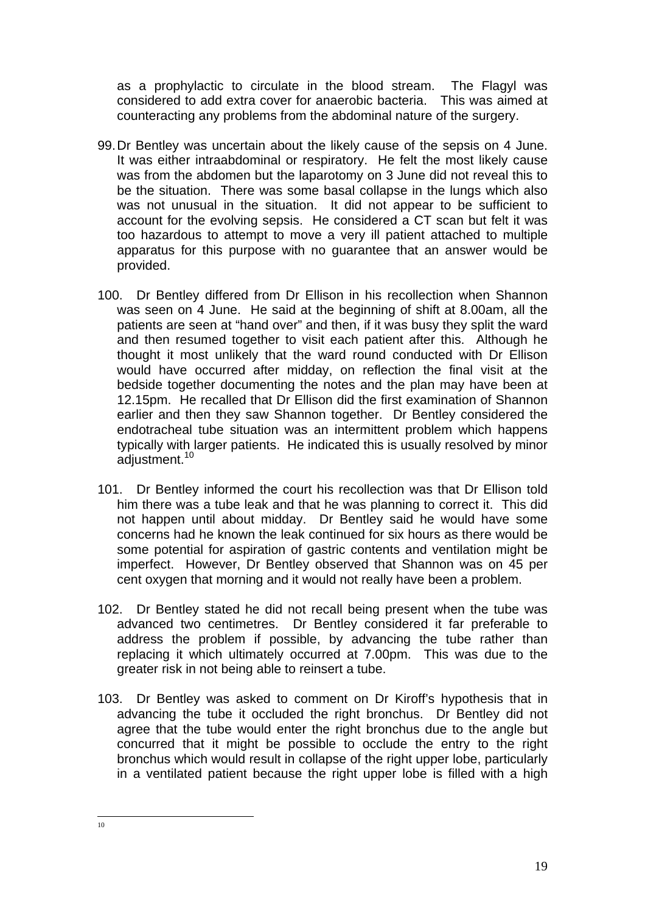as a prophylactic to circulate in the blood stream. The Flagyl was considered to add extra cover for anaerobic bacteria. This was aimed at counteracting any problems from the abdominal nature of the surgery.

99. Dr Bentley was uncertain about the likely cause of the sepsis on 4 June. It was either intraabdominal or respiratory. He felt the most likely cause was from the abdomen but the laparotomy on 3 June did not reveal this to be the situation. There was some basal collapse in the lungs which also was not unusual in the situation. It did not appear to be sufficient to account for the evolving sepsis. He considered a CT scan but felt it was too hazardous to attempt to move a very ill patient attached to multiple apparatus for this purpose with no guarantee that an answer would be provided.

100. Dr Bentley differed from Dr Ellison in his recollection when Shannon was seen on 4 June. He said at the beginning of shift at 8.00am, all the patients are seen at "hand over" and then, if it was busy they split the ward and then resumed together to visit each patient after this. Although he thought it most unlikely that the ward round conducted with Dr Ellison would have occurred after midday, on reflection the final visit at the bedside together documenting the notes and the plan may have been at 12.15pm. He recalled that Dr Ellison did the first examination of Shannon earlier and then they saw Shannon together. Dr Bentley considered the endotracheal tube situation was an intermittent problem which happens typically with larger patients. He indicated this is usually resolved by minor adjustment.[10]

101. Dr Bentley informed the court his recollection was that Dr Ellison told him there was a tube leak and that he was planning to correct it. This did not happen until about midday. Dr Bentley said he would have some concerns had he known the leak continued for six hours as there would be some potential for aspiration of gastric contents and ventilation might be imperfect. However, Dr Bentley observed that Shannon was on 45 per cent oxygen that morning and it would not really have been a problem.

102. Dr Bentley stated he did not recall being present when the tube was advanced two centimetres. Dr Bentley considered it far preferable to address the problem if possible, by advancing the tube rather than replacing it which ultimately occurred at 7.00pm. This was due to the greater risk in not being able to reinsert a tube.

103. Dr Bentley was asked to comment on Dr Kiroff's hypothesis that in advancing the tube it occluded the right bronchus. Dr Bentley did not agree that the tube would enter the right bronchus due to the angle but concurred that it might be possible to occlude the entry to the right bronchus which would result in collapse of the right upper lobe, particularly in a ventilated patient because the right upper lobe is filled with a high

---

[10]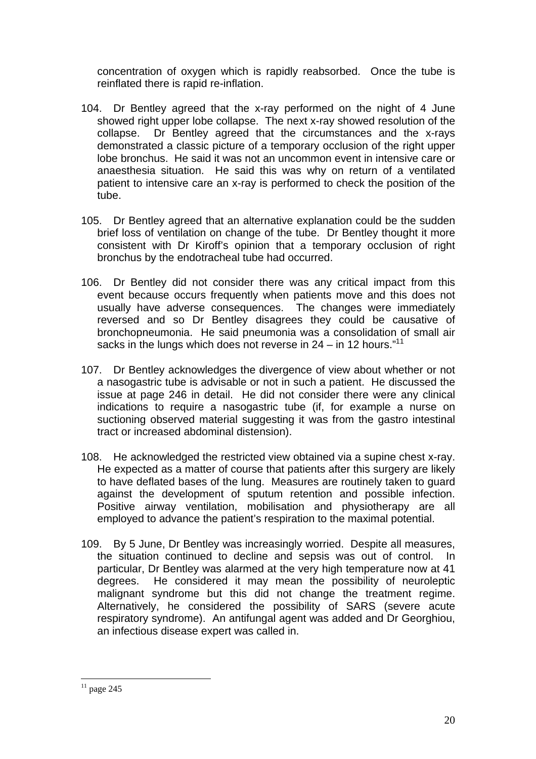concentration of oxygen which is rapidly reabsorbed. Once the tube is reinflated there is rapid re-inflation.

104. Dr Bentley agreed that the x-ray performed on the night of 4 June showed right upper lobe collapse. The next x-ray showed resolution of the collapse. Dr Bentley agreed that the circumstances and the x-rays demonstrated a classic picture of a temporary occlusion of the right upper lobe bronchus. He said it was not an uncommon event in intensive care or anaesthesia situation. He said this was why on return of a ventilated patient to intensive care an x-ray is performed to check the position of the tube.

105. Dr Bentley agreed that an alternative explanation could be the sudden brief loss of ventilation on change of the tube. Dr Bentley thought it more consistent with Dr Kiroff's opinion that a temporary occlusion of right bronchus by the endotracheal tube had occurred.

106. Dr Bentley did not consider there was any critical impact from this event because occurs frequently when patients move and this does not usually have adverse consequences. The changes were immediately reversed and so Dr Bentley disagrees they could be causative of bronchopneumonia. He said pneumonia was a consolidation of small air sacks in the lungs which does not reverse in 24 – in 12 hours."[11]

107. Dr Bentley acknowledges the divergence of view about whether or not a nasogastric tube is advisable or not in such a patient. He discussed the issue at page 246 in detail. He did not consider there were any clinical indications to require a nasogastric tube (if, for example a nurse on suctioning observed material suggesting it was from the gastro intestinal tract or increased abdominal distension).

108. He acknowledged the restricted view obtained via a supine chest x-ray. He expected as a matter of course that patients after this surgery are likely to have deflated bases of the lung. Measures are routinely taken to guard against the development of sputum retention and possible infection. Positive airway ventilation, mobilisation and physiotherapy are all employed to advance the patient's respiration to the maximal potential.

109. By 5 June, Dr Bentley was increasingly worried. Despite all measures, the situation continued to decline and sepsis was out of control. In particular, Dr Bentley was alarmed at the very high temperature now at 41 degrees. He considered it may mean the possibility of neuroleptic malignant syndrome but this did not change the treatment regime. Alternatively, he considered the possibility of SARS (severe acute respiratory syndrome). An antifungal agent was added and Dr Georghiou, an infectious disease expert was called in.

---

[11] page 245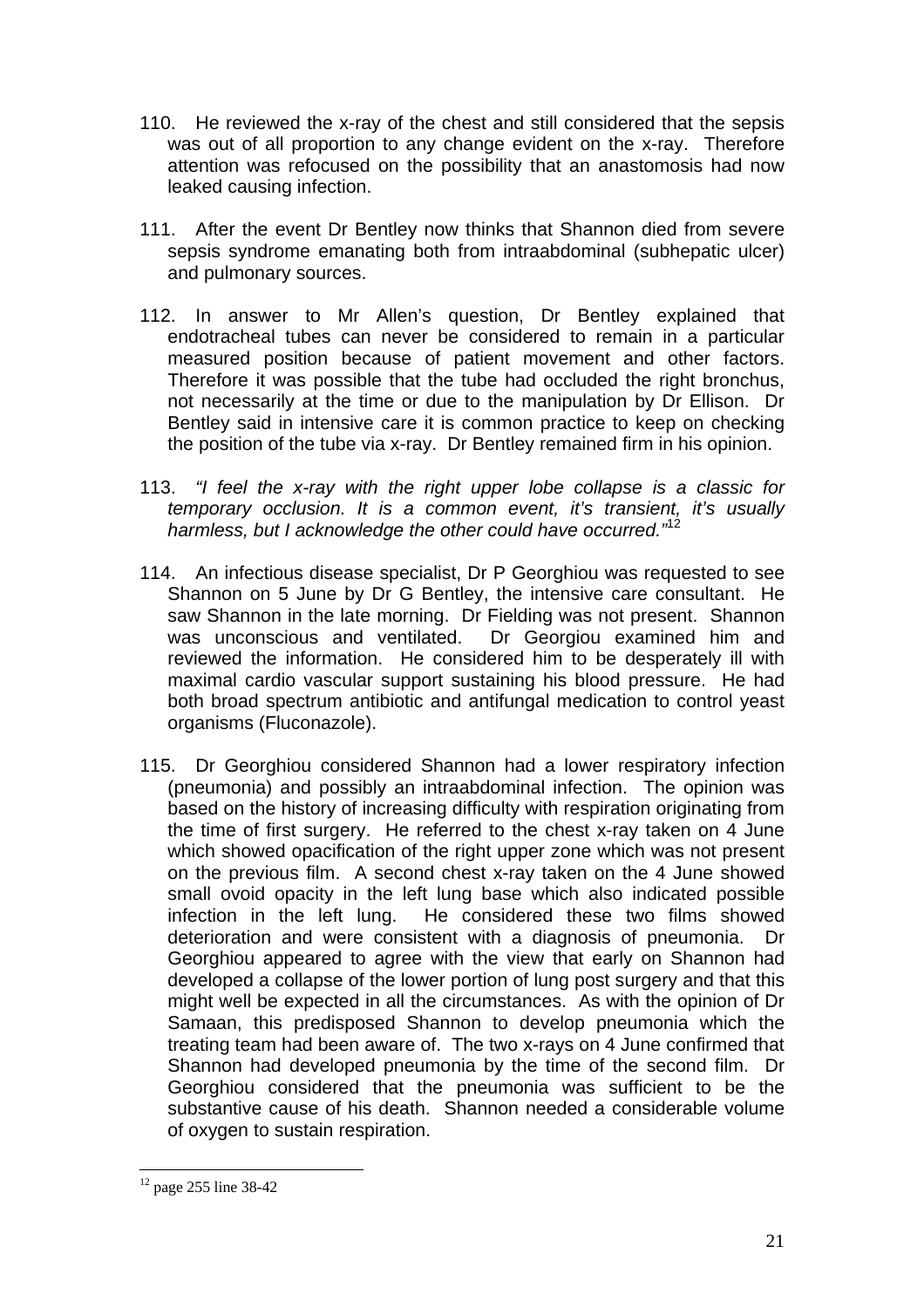110. He reviewed the x-ray of the chest and still considered that the sepsis was out of all proportion to any change evident on the x-ray. Therefore attention was refocused on the possibility that an anastomosis had now leaked causing infection.

111. After the event Dr Bentley now thinks that Shannon died from severe sepsis syndrome emanating both from intraabdominal (subhepatic ulcer) and pulmonary sources.

112. In answer to Mr Allen's question, Dr Bentley explained that endotracheal tubes can never be considered to remain in a particular measured position because of patient movement and other factors. Therefore it was possible that the tube had occluded the right bronchus, not necessarily at the time or due to the manipulation by Dr Ellison. Dr Bentley said in intensive care it is common practice to keep on checking the position of the tube via x-ray. Dr Bentley remained firm in his opinion.

113. *"I feel the x-ray with the right upper lobe collapse is a classic for temporary occlusion. It is a common event, it's transient, it's usually harmless, but I acknowledge the other could have occurred."*[12]

114. An infectious disease specialist, Dr P Georghiou was requested to see Shannon on 5 June by Dr G Bentley, the intensive care consultant. He saw Shannon in the late morning. Dr Fielding was not present. Shannon was unconscious and ventilated. Dr Georgiou examined him and reviewed the information. He considered him to be desperately ill with maximal cardio vascular support sustaining his blood pressure. He had both broad spectrum antibiotic and antifungal medication to control yeast organisms (Fluconazole).

115. Dr Georghiou considered Shannon had a lower respiratory infection (pneumonia) and possibly an intraabdominal infection. The opinion was based on the history of increasing difficulty with respiration originating from the time of first surgery. He referred to the chest x-ray taken on 4 June which showed opacification of the right upper zone which was not present on the previous film. A second chest x-ray taken on the 4 June showed small ovoid opacity in the left lung base which also indicated possible infection in the left lung. He considered these two films showed deterioration and were consistent with a diagnosis of pneumonia. Dr Georghiou appeared to agree with the view that early on Shannon had developed a collapse of the lower portion of lung post surgery and that this might well be expected in all the circumstances. As with the opinion of Dr Samaan, this predisposed Shannon to develop pneumonia which the treating team had been aware of. The two x-rays on 4 June confirmed that Shannon had developed pneumonia by the time of the second film. Dr Georghiou considered that the pneumonia was sufficient to be the substantive cause of his death. Shannon needed a considerable volume of oxygen to sustain respiration.

---

[12] page 255 line 38-42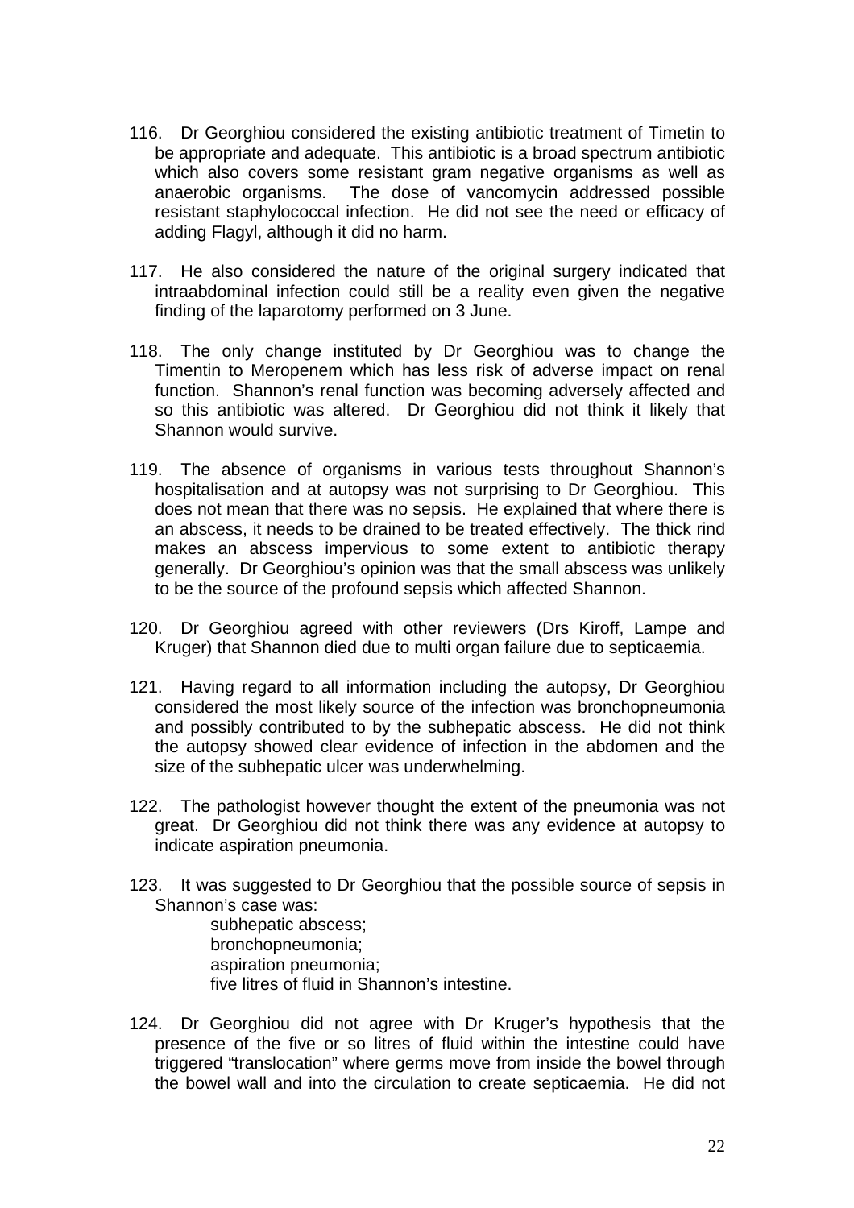116. Dr Georghiou considered the existing antibiotic treatment of Timetin to be appropriate and adequate. This antibiotic is a broad spectrum antibiotic which also covers some resistant gram negative organisms as well as anaerobic organisms. The dose of vancomycin addressed possible resistant staphylococcal infection. He did not see the need or efficacy of adding Flagyl, although it did no harm.

117. He also considered the nature of the original surgery indicated that intraabdominal infection could still be a reality even given the negative finding of the laparotomy performed on 3 June.

118. The only change instituted by Dr Georghiou was to change the Timentin to Meropenem which has less risk of adverse impact on renal function. Shannon's renal function was becoming adversely affected and so this antibiotic was altered. Dr Georghiou did not think it likely that Shannon would survive.

119. The absence of organisms in various tests throughout Shannon's hospitalisation and at autopsy was not surprising to Dr Georghiou. This does not mean that there was no sepsis. He explained that where there is an abscess, it needs to be drained to be treated effectively. The thick rind makes an abscess impervious to some extent to antibiotic therapy generally. Dr Georghiou's opinion was that the small abscess was unlikely to be the source of the profound sepsis which affected Shannon.

120. Dr Georghiou agreed with other reviewers (Drs Kiroff, Lampe and Kruger) that Shannon died due to multi organ failure due to septicaemia.

121. Having regard to all information including the autopsy, Dr Georghiou considered the most likely source of the infection was bronchopneumonia and possibly contributed to by the subhepatic abscess. He did not think the autopsy showed clear evidence of infection in the abdomen and the size of the subhepatic ulcer was underwhelming.

122. The pathologist however thought the extent of the pneumonia was not great. Dr Georghiou did not think there was any evidence at autopsy to indicate aspiration pneumonia.

123. It was suggested to Dr Georghiou that the possible source of sepsis in Shannon's case was:

    subhepatic abscess;
    bronchopneumonia;
    aspiration pneumonia;
    five litres of fluid in Shannon's intestine.

124. Dr Georghiou did not agree with Dr Kruger's hypothesis that the presence of the five or so litres of fluid within the intestine could have triggered "translocation" where germs move from inside the bowel through the bowel wall and into the circulation to create septicaemia. He did not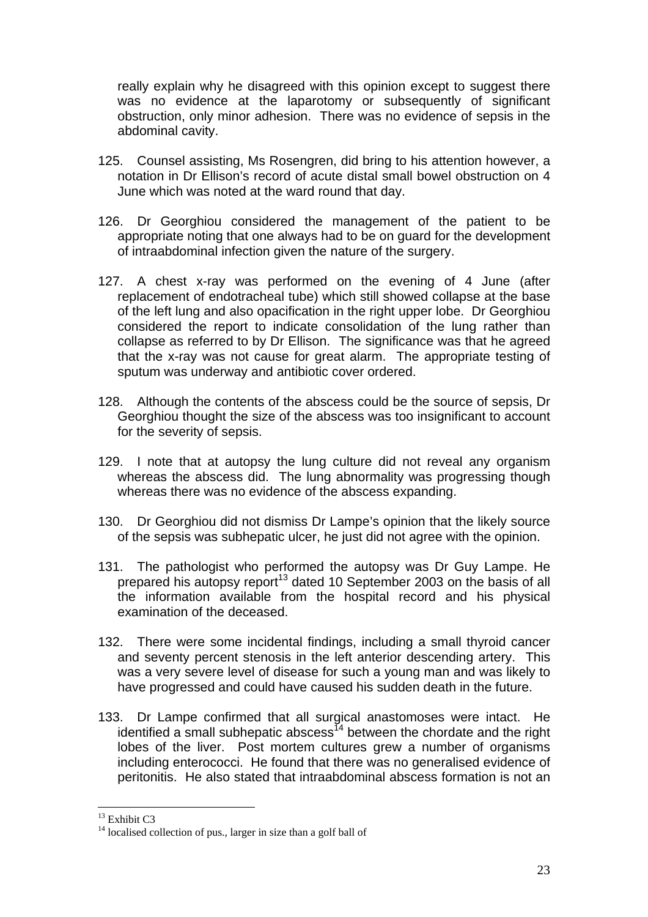really explain why he disagreed with this opinion except to suggest there was no evidence at the laparotomy or subsequently of significant obstruction, only minor adhesion. There was no evidence of sepsis in the abdominal cavity.

125. Counsel assisting, Ms Rosengren, did bring to his attention however, a notation in Dr Ellison's record of acute distal small bowel obstruction on 4 June which was noted at the ward round that day.

126. Dr Georghiou considered the management of the patient to be appropriate noting that one always had to be on guard for the development of intraabdominal infection given the nature of the surgery.

127. A chest x-ray was performed on the evening of 4 June (after replacement of endotracheal tube) which still showed collapse at the base of the left lung and also opacification in the right upper lobe. Dr Georghiou considered the report to indicate consolidation of the lung rather than collapse as referred to by Dr Ellison. The significance was that he agreed that the x-ray was not cause for great alarm. The appropriate testing of sputum was underway and antibiotic cover ordered.

128. Although the contents of the abscess could be the source of sepsis, Dr Georghiou thought the size of the abscess was too insignificant to account for the severity of sepsis.

129. I note that at autopsy the lung culture did not reveal any organism whereas the abscess did. The lung abnormality was progressing though whereas there was no evidence of the abscess expanding.

130. Dr Georghiou did not dismiss Dr Lampe's opinion that the likely source of the sepsis was subhepatic ulcer, he just did not agree with the opinion.

131. The pathologist who performed the autopsy was Dr Guy Lampe. He prepared his autopsy report[13] dated 10 September 2003 on the basis of all the information available from the hospital record and his physical examination of the deceased.

132. There were some incidental findings, including a small thyroid cancer and seventy percent stenosis in the left anterior descending artery. This was a very severe level of disease for such a young man and was likely to have progressed and could have caused his sudden death in the future.

133. Dr Lampe confirmed that all surgical anastomoses were intact. He identified a small subhepatic abscess[14] between the chordate and the right lobes of the liver. Post mortem cultures grew a number of organisms including enterococci. He found that there was no generalised evidence of peritonitis. He also stated that intraabdominal abscess formation is not an

---

[13] Exhibit C3

[14] localised collection of pus., larger in size than a golf ball of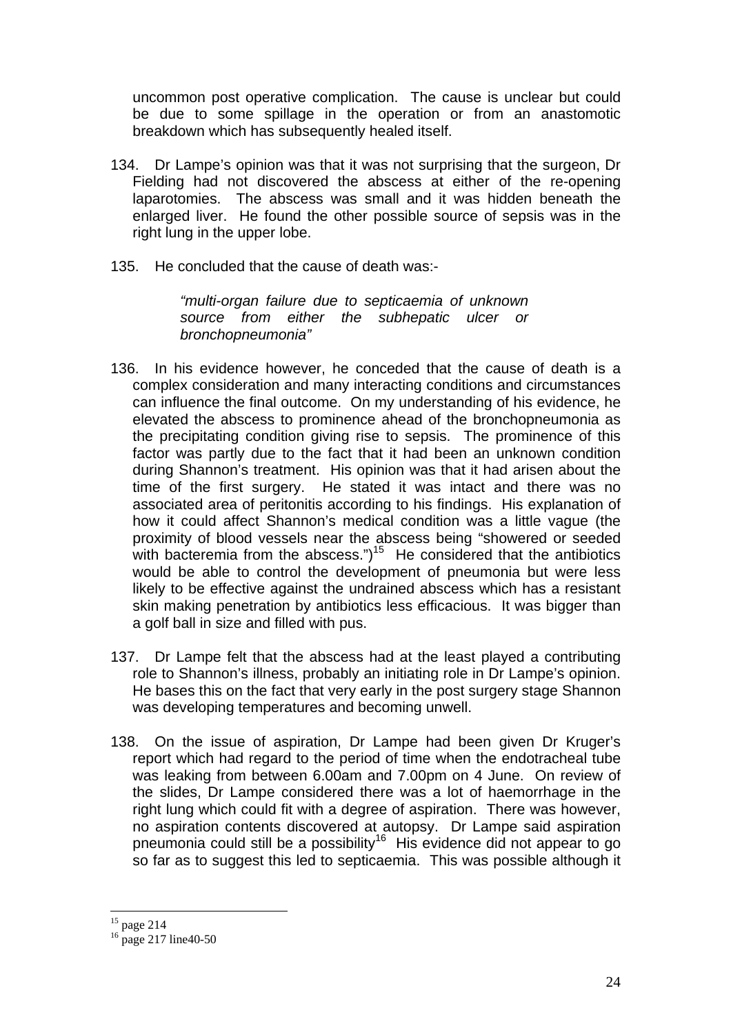uncommon post operative complication. The cause is unclear but could be due to some spillage in the operation or from an anastomotic breakdown which has subsequently healed itself.

134. Dr Lampe's opinion was that it was not surprising that the surgeon, Dr Fielding had not discovered the abscess at either of the re-opening laparotomies. The abscess was small and it was hidden beneath the enlarged liver. He found the other possible source of sepsis was in the right lung in the upper lobe.

135. He concluded that the cause of death was:-

> *"multi-organ failure due to septicaemia of unknown source from either the subhepatic ulcer or bronchopneumonia"*

136. In his evidence however, he conceded that the cause of death is a complex consideration and many interacting conditions and circumstances can influence the final outcome. On my understanding of his evidence, he elevated the abscess to prominence ahead of the bronchopneumonia as the precipitating condition giving rise to sepsis. The prominence of this factor was partly due to the fact that it had been an unknown condition during Shannon's treatment. His opinion was that it had arisen about the time of the first surgery. He stated it was intact and there was no associated area of peritonitis according to his findings. His explanation of how it could affect Shannon's medical condition was a little vague (the proximity of blood vessels near the abscess being "showered or seeded with bacteremia from the abscess.")[15] He considered that the antibiotics would be able to control the development of pneumonia but were less likely to be effective against the undrained abscess which has a resistant skin making penetration by antibiotics less efficacious. It was bigger than a golf ball in size and filled with pus.

137. Dr Lampe felt that the abscess had at the least played a contributing role to Shannon's illness, probably an initiating role in Dr Lampe's opinion. He bases this on the fact that very early in the post surgery stage Shannon was developing temperatures and becoming unwell.

138. On the issue of aspiration, Dr Lampe had been given Dr Kruger's report which had regard to the period of time when the endotracheal tube was leaking from between 6.00am and 7.00pm on 4 June. On review of the slides, Dr Lampe considered there was a lot of haemorrhage in the right lung which could fit with a degree of aspiration. There was however, no aspiration contents discovered at autopsy. Dr Lampe said aspiration pneumonia could still be a possibility[16] His evidence did not appear to go so far as to suggest this led to septicaemia. This was possible although it

---

[15] page 214

[16] page 217 line40-50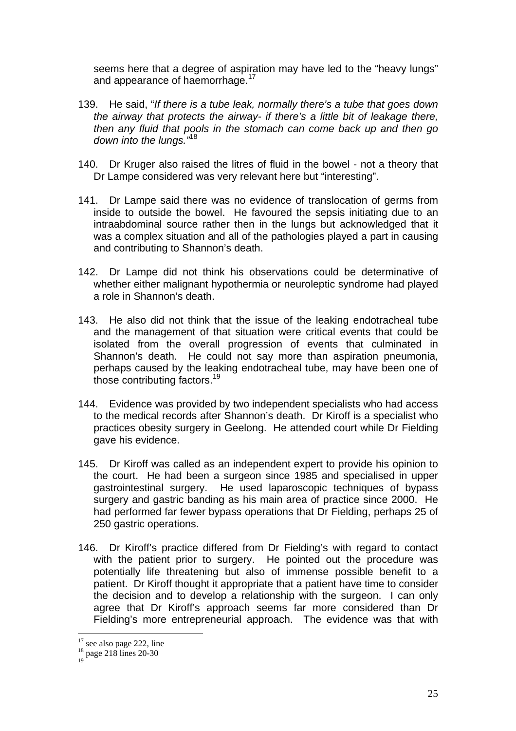seems here that a degree of aspiration may have led to the "heavy lungs" and appearance of haemorrhage.[17]

139. He said, "*If there is a tube leak, normally there's a tube that goes down the airway that protects the airway- if there's a little bit of leakage there, then any fluid that pools in the stomach can come back up and then go down into the lungs.*"[18]

140. Dr Kruger also raised the litres of fluid in the bowel - not a theory that Dr Lampe considered was very relevant here but "interesting".

141. Dr Lampe said there was no evidence of translocation of germs from inside to outside the bowel. He favoured the sepsis initiating due to an intraabdominal source rather then in the lungs but acknowledged that it was a complex situation and all of the pathologies played a part in causing and contributing to Shannon's death.

142. Dr Lampe did not think his observations could be determinative of whether either malignant hypothermia or neuroleptic syndrome had played a role in Shannon's death.

143. He also did not think that the issue of the leaking endotracheal tube and the management of that situation were critical events that could be isolated from the overall progression of events that culminated in Shannon's death. He could not say more than aspiration pneumonia, perhaps caused by the leaking endotracheal tube, may have been one of those contributing factors.[19]

144. Evidence was provided by two independent specialists who had access to the medical records after Shannon's death. Dr Kiroff is a specialist who practices obesity surgery in Geelong. He attended court while Dr Fielding gave his evidence.

145. Dr Kiroff was called as an independent expert to provide his opinion to the court. He had been a surgeon since 1985 and specialised in upper gastrointestinal surgery. He used laparoscopic techniques of bypass surgery and gastric banding as his main area of practice since 2000. He had performed far fewer bypass operations that Dr Fielding, perhaps 25 of 250 gastric operations.

146. Dr Kiroff's practice differed from Dr Fielding's with regard to contact with the patient prior to surgery. He pointed out the procedure was potentially life threatening but also of immense possible benefit to a patient. Dr Kiroff thought it appropriate that a patient have time to consider the decision and to develop a relationship with the surgeon. I can only agree that Dr Kiroff's approach seems far more considered than Dr Fielding's more entrepreneurial approach. The evidence was that with

---

[17] see also page 222, line

[18] page 218 lines 20-30

[19]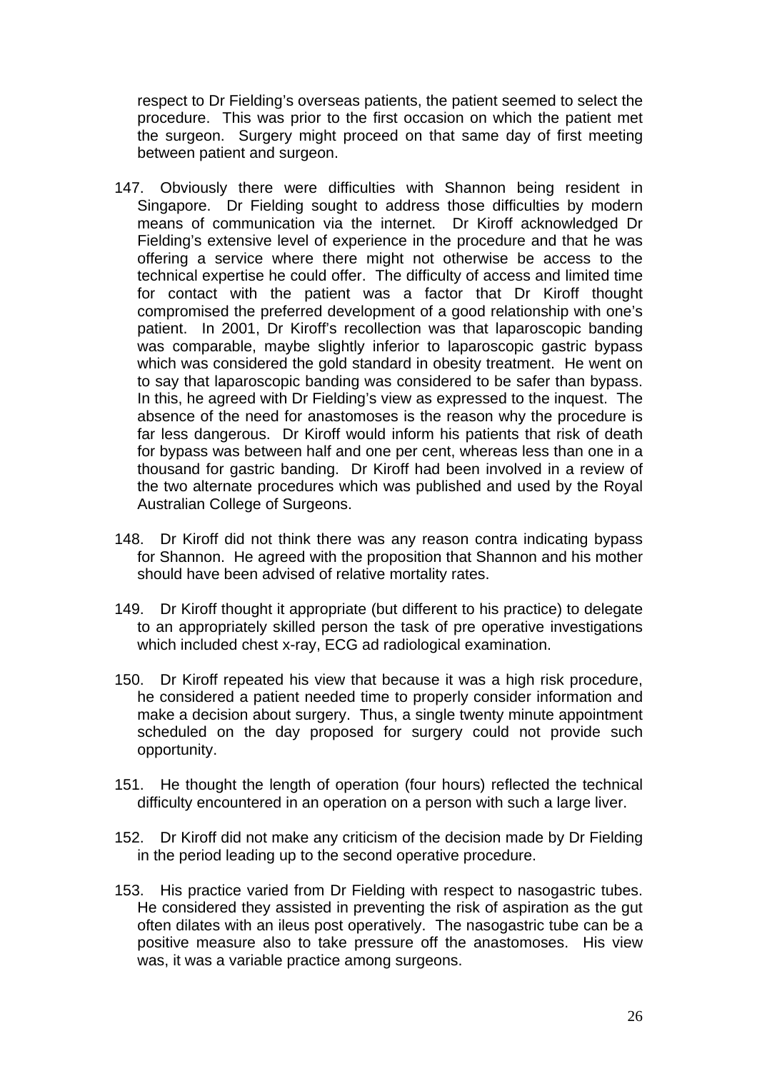respect to Dr Fielding's overseas patients, the patient seemed to select the procedure. This was prior to the first occasion on which the patient met the surgeon. Surgery might proceed on that same day of first meeting between patient and surgeon.

147. Obviously there were difficulties with Shannon being resident in Singapore. Dr Fielding sought to address those difficulties by modern means of communication via the internet. Dr Kiroff acknowledged Dr Fielding's extensive level of experience in the procedure and that he was offering a service where there might not otherwise be access to the technical expertise he could offer. The difficulty of access and limited time for contact with the patient was a factor that Dr Kiroff thought compromised the preferred development of a good relationship with one's patient. In 2001, Dr Kiroff's recollection was that laparoscopic banding was comparable, maybe slightly inferior to laparoscopic gastric bypass which was considered the gold standard in obesity treatment. He went on to say that laparoscopic banding was considered to be safer than bypass. In this, he agreed with Dr Fielding's view as expressed to the inquest. The absence of the need for anastomoses is the reason why the procedure is far less dangerous. Dr Kiroff would inform his patients that risk of death for bypass was between half and one per cent, whereas less than one in a thousand for gastric banding. Dr Kiroff had been involved in a review of the two alternate procedures which was published and used by the Royal Australian College of Surgeons.

148. Dr Kiroff did not think there was any reason contra indicating bypass for Shannon. He agreed with the proposition that Shannon and his mother should have been advised of relative mortality rates.

149. Dr Kiroff thought it appropriate (but different to his practice) to delegate to an appropriately skilled person the task of pre operative investigations which included chest x-ray, ECG ad radiological examination.

150. Dr Kiroff repeated his view that because it was a high risk procedure, he considered a patient needed time to properly consider information and make a decision about surgery. Thus, a single twenty minute appointment scheduled on the day proposed for surgery could not provide such opportunity.

151. He thought the length of operation (four hours) reflected the technical difficulty encountered in an operation on a person with such a large liver.

152. Dr Kiroff did not make any criticism of the decision made by Dr Fielding in the period leading up to the second operative procedure.

153. His practice varied from Dr Fielding with respect to nasogastric tubes. He considered they assisted in preventing the risk of aspiration as the gut often dilates with an ileus post operatively. The nasogastric tube can be a positive measure also to take pressure off the anastomoses. His view was, it was a variable practice among surgeons.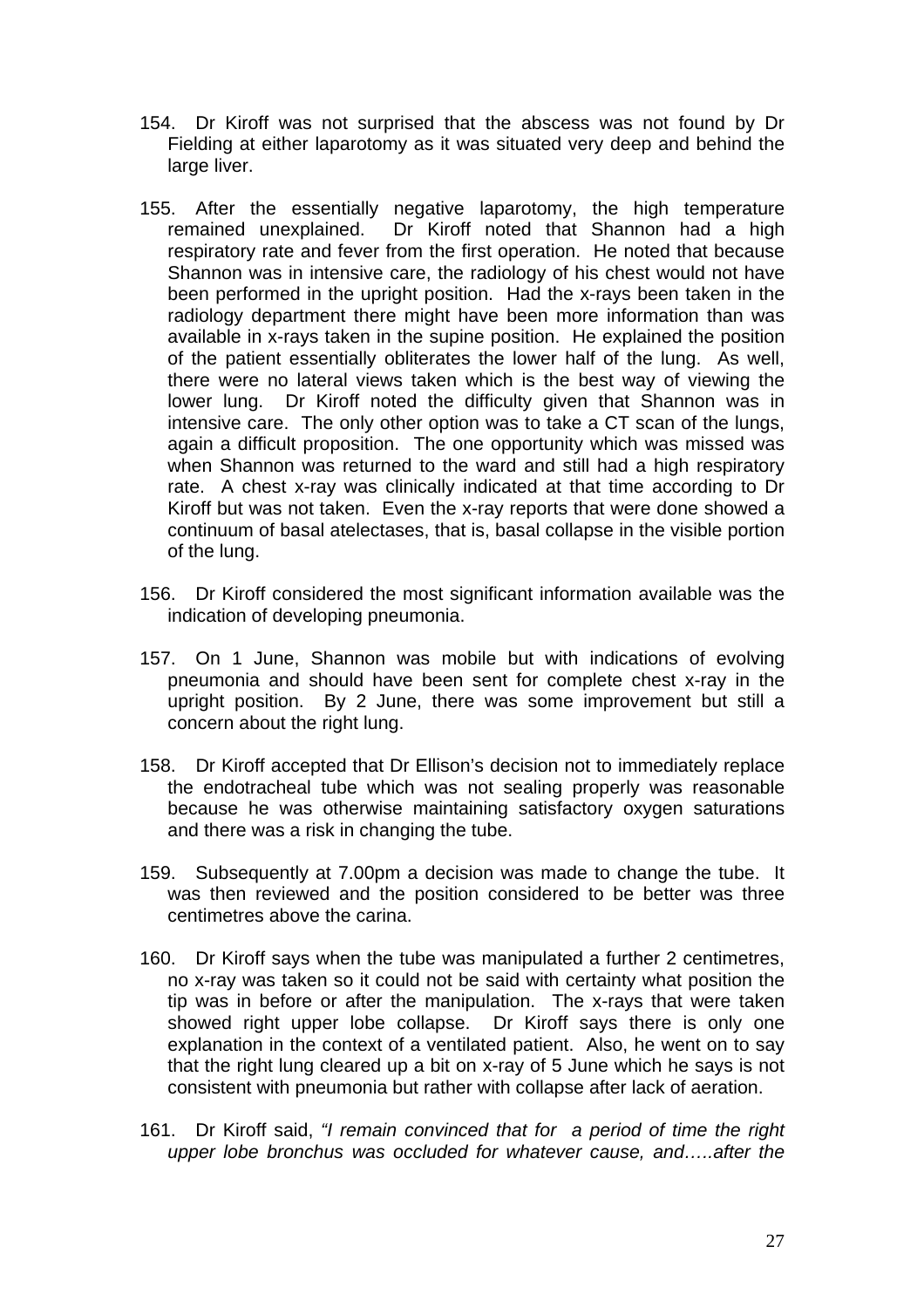154. Dr Kiroff was not surprised that the abscess was not found by Dr Fielding at either laparotomy as it was situated very deep and behind the large liver.

155. After the essentially negative laparotomy, the high temperature remained unexplained. Dr Kiroff noted that Shannon had a high respiratory rate and fever from the first operation. He noted that because Shannon was in intensive care, the radiology of his chest would not have been performed in the upright position. Had the x-rays been taken in the radiology department there might have been more information than was available in x-rays taken in the supine position. He explained the position of the patient essentially obliterates the lower half of the lung. As well, there were no lateral views taken which is the best way of viewing the lower lung. Dr Kiroff noted the difficulty given that Shannon was in intensive care. The only other option was to take a CT scan of the lungs, again a difficult proposition. The one opportunity which was missed was when Shannon was returned to the ward and still had a high respiratory rate. A chest x-ray was clinically indicated at that time according to Dr Kiroff but was not taken. Even the x-ray reports that were done showed a continuum of basal atelectases, that is, basal collapse in the visible portion of the lung.

156. Dr Kiroff considered the most significant information available was the indication of developing pneumonia.

157. On 1 June, Shannon was mobile but with indications of evolving pneumonia and should have been sent for complete chest x-ray in the upright position. By 2 June, there was some improvement but still a concern about the right lung.

158. Dr Kiroff accepted that Dr Ellison's decision not to immediately replace the endotracheal tube which was not sealing properly was reasonable because he was otherwise maintaining satisfactory oxygen saturations and there was a risk in changing the tube.

159. Subsequently at 7.00pm a decision was made to change the tube. It was then reviewed and the position considered to be better was three centimetres above the carina.

160. Dr Kiroff says when the tube was manipulated a further 2 centimetres, no x-ray was taken so it could not be said with certainty what position the tip was in before or after the manipulation. The x-rays that were taken showed right upper lobe collapse. Dr Kiroff says there is only one explanation in the context of a ventilated patient. Also, he went on to say that the right lung cleared up a bit on x-ray of 5 June which he says is not consistent with pneumonia but rather with collapse after lack of aeration.

161. Dr Kiroff said, *"I remain convinced that for a period of time the right upper lobe bronchus was occluded for whatever cause, and…..after the*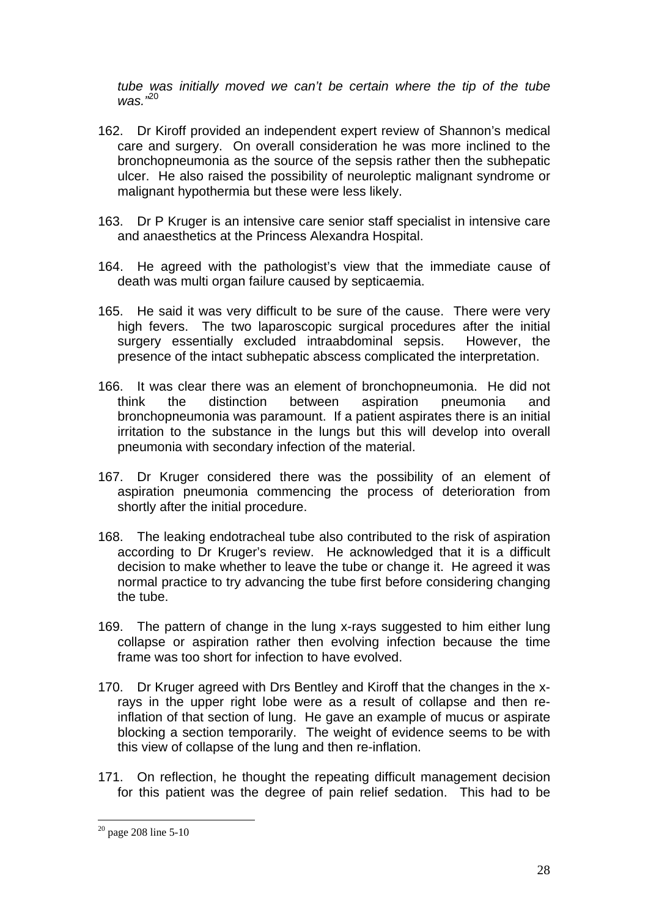*tube was initially moved we can't be certain where the tip of the tube was."*[20]

162. Dr Kiroff provided an independent expert review of Shannon's medical care and surgery. On overall consideration he was more inclined to the bronchopneumonia as the source of the sepsis rather then the subhepatic ulcer. He also raised the possibility of neuroleptic malignant syndrome or malignant hypothermia but these were less likely.

163. Dr P Kruger is an intensive care senior staff specialist in intensive care and anaesthetics at the Princess Alexandra Hospital.

164. He agreed with the pathologist's view that the immediate cause of death was multi organ failure caused by septicaemia.

165. He said it was very difficult to be sure of the cause. There were very high fevers. The two laparoscopic surgical procedures after the initial surgery essentially excluded intraabdominal sepsis. However, the presence of the intact subhepatic abscess complicated the interpretation.

166. It was clear there was an element of bronchopneumonia. He did not think the distinction between aspiration pneumonia and bronchopneumonia was paramount. If a patient aspirates there is an initial irritation to the substance in the lungs but this will develop into overall pneumonia with secondary infection of the material.

167. Dr Kruger considered there was the possibility of an element of aspiration pneumonia commencing the process of deterioration from shortly after the initial procedure.

168. The leaking endotracheal tube also contributed to the risk of aspiration according to Dr Kruger's review. He acknowledged that it is a difficult decision to make whether to leave the tube or change it. He agreed it was normal practice to try advancing the tube first before considering changing the tube.

169. The pattern of change in the lung x-rays suggested to him either lung collapse or aspiration rather then evolving infection because the time frame was too short for infection to have evolved.

170. Dr Kruger agreed with Drs Bentley and Kiroff that the changes in the x-rays in the upper right lobe were as a result of collapse and then re-inflation of that section of lung. He gave an example of mucus or aspirate blocking a section temporarily. The weight of evidence seems to be with this view of collapse of the lung and then re-inflation.

171. On reflection, he thought the repeating difficult management decision for this patient was the degree of pain relief sedation. This had to be

---

[20] page 208 line 5-10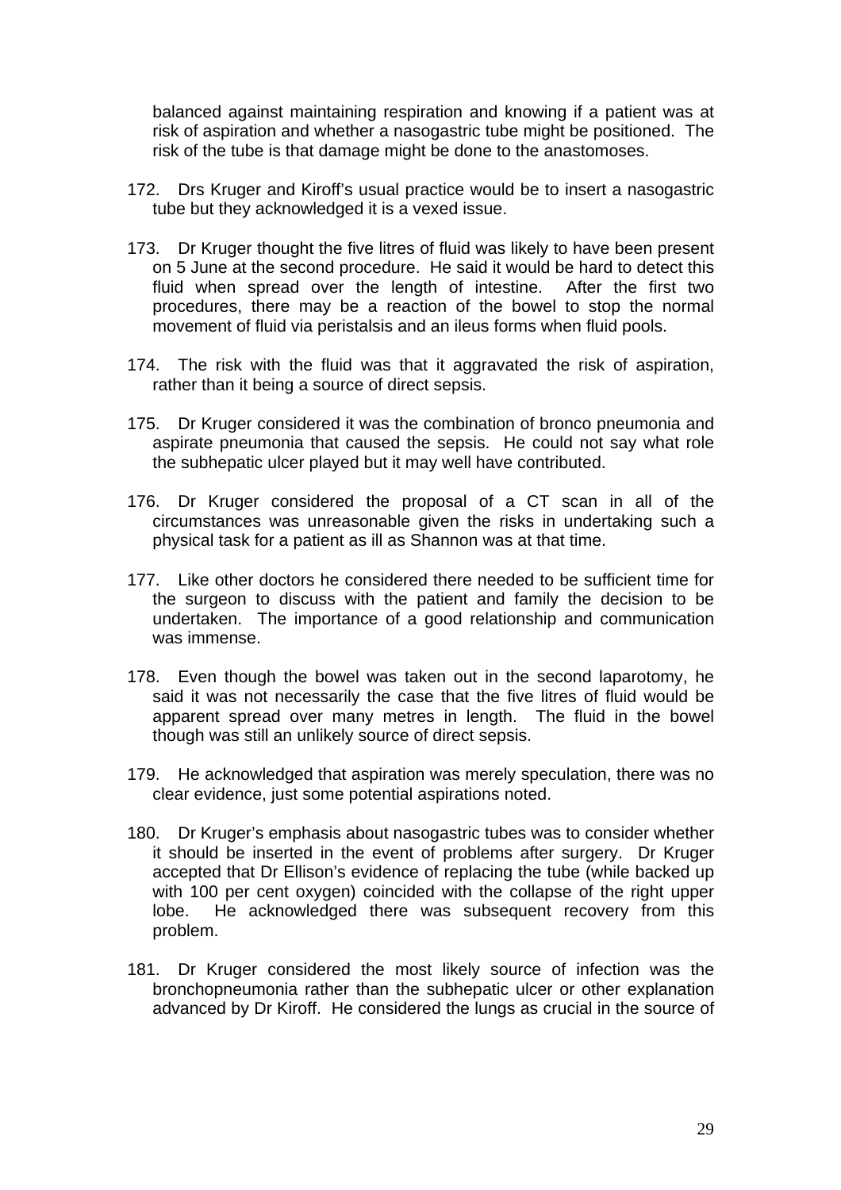balanced against maintaining respiration and knowing if a patient was at risk of aspiration and whether a nasogastric tube might be positioned. The risk of the tube is that damage might be done to the anastomoses.

172. Drs Kruger and Kiroff's usual practice would be to insert a nasogastric tube but they acknowledged it is a vexed issue.

173. Dr Kruger thought the five litres of fluid was likely to have been present on 5 June at the second procedure. He said it would be hard to detect this fluid when spread over the length of intestine. After the first two procedures, there may be a reaction of the bowel to stop the normal movement of fluid via peristalsis and an ileus forms when fluid pools.

174. The risk with the fluid was that it aggravated the risk of aspiration, rather than it being a source of direct sepsis.

175. Dr Kruger considered it was the combination of bronco pneumonia and aspirate pneumonia that caused the sepsis. He could not say what role the subhepatic ulcer played but it may well have contributed.

176. Dr Kruger considered the proposal of a CT scan in all of the circumstances was unreasonable given the risks in undertaking such a physical task for a patient as ill as Shannon was at that time.

177. Like other doctors he considered there needed to be sufficient time for the surgeon to discuss with the patient and family the decision to be undertaken. The importance of a good relationship and communication was immense.

178. Even though the bowel was taken out in the second laparotomy, he said it was not necessarily the case that the five litres of fluid would be apparent spread over many metres in length. The fluid in the bowel though was still an unlikely source of direct sepsis.

179. He acknowledged that aspiration was merely speculation, there was no clear evidence, just some potential aspirations noted.

180. Dr Kruger's emphasis about nasogastric tubes was to consider whether it should be inserted in the event of problems after surgery. Dr Kruger accepted that Dr Ellison's evidence of replacing the tube (while backed up with 100 per cent oxygen) coincided with the collapse of the right upper lobe. He acknowledged there was subsequent recovery from this problem.

181. Dr Kruger considered the most likely source of infection was the bronchopneumonia rather than the subhepatic ulcer or other explanation advanced by Dr Kiroff. He considered the lungs as crucial in the source of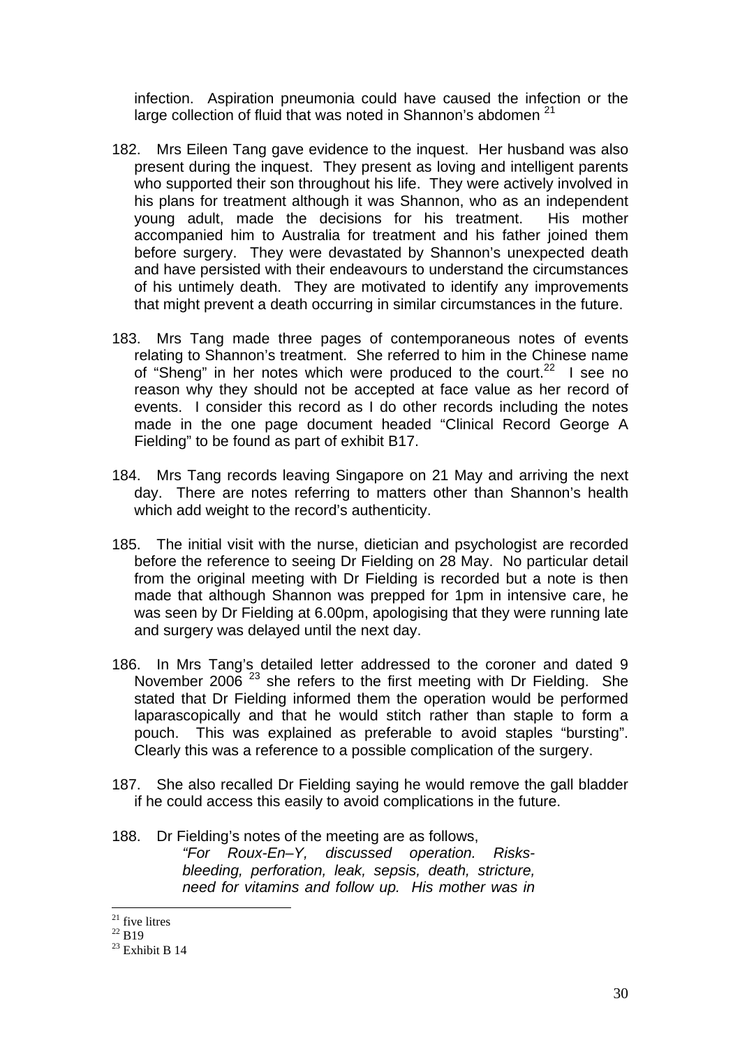infection. Aspiration pneumonia could have caused the infection or the large collection of fluid that was noted in Shannon's abdomen [21]

182. Mrs Eileen Tang gave evidence to the inquest. Her husband was also present during the inquest. They present as loving and intelligent parents who supported their son throughout his life. They were actively involved in his plans for treatment although it was Shannon, who as an independent young adult, made the decisions for his treatment. His mother accompanied him to Australia for treatment and his father joined them before surgery. They were devastated by Shannon's unexpected death and have persisted with their endeavours to understand the circumstances of his untimely death. They are motivated to identify any improvements that might prevent a death occurring in similar circumstances in the future.

183. Mrs Tang made three pages of contemporaneous notes of events relating to Shannon's treatment. She referred to him in the Chinese name of "Sheng" in her notes which were produced to the court.[22] I see no reason why they should not be accepted at face value as her record of events. I consider this record as I do other records including the notes made in the one page document headed "Clinical Record George A Fielding" to be found as part of exhibit B17.

184. Mrs Tang records leaving Singapore on 21 May and arriving the next day. There are notes referring to matters other than Shannon's health which add weight to the record's authenticity.

185. The initial visit with the nurse, dietician and psychologist are recorded before the reference to seeing Dr Fielding on 28 May. No particular detail from the original meeting with Dr Fielding is recorded but a note is then made that although Shannon was prepped for 1pm in intensive care, he was seen by Dr Fielding at 6.00pm, apologising that they were running late and surgery was delayed until the next day.

186. In Mrs Tang's detailed letter addressed to the coroner and dated 9 November 2006 [23] she refers to the first meeting with Dr Fielding. She stated that Dr Fielding informed them the operation would be performed laparascopically and that he would stitch rather than staple to form a pouch. This was explained as preferable to avoid staples "bursting". Clearly this was a reference to a possible complication of the surgery.

187. She also recalled Dr Fielding saying he would remove the gall bladder if he could access this easily to avoid complications in the future.

188. Dr Fielding's notes of the meeting are as follows,

> *"For Roux-En–Y, discussed operation. Risks- bleeding, perforation, leak, sepsis, death, stricture, need for vitamins and follow up. His mother was in*

---

[21] five litres

[22] B19

[23] Exhibit B 14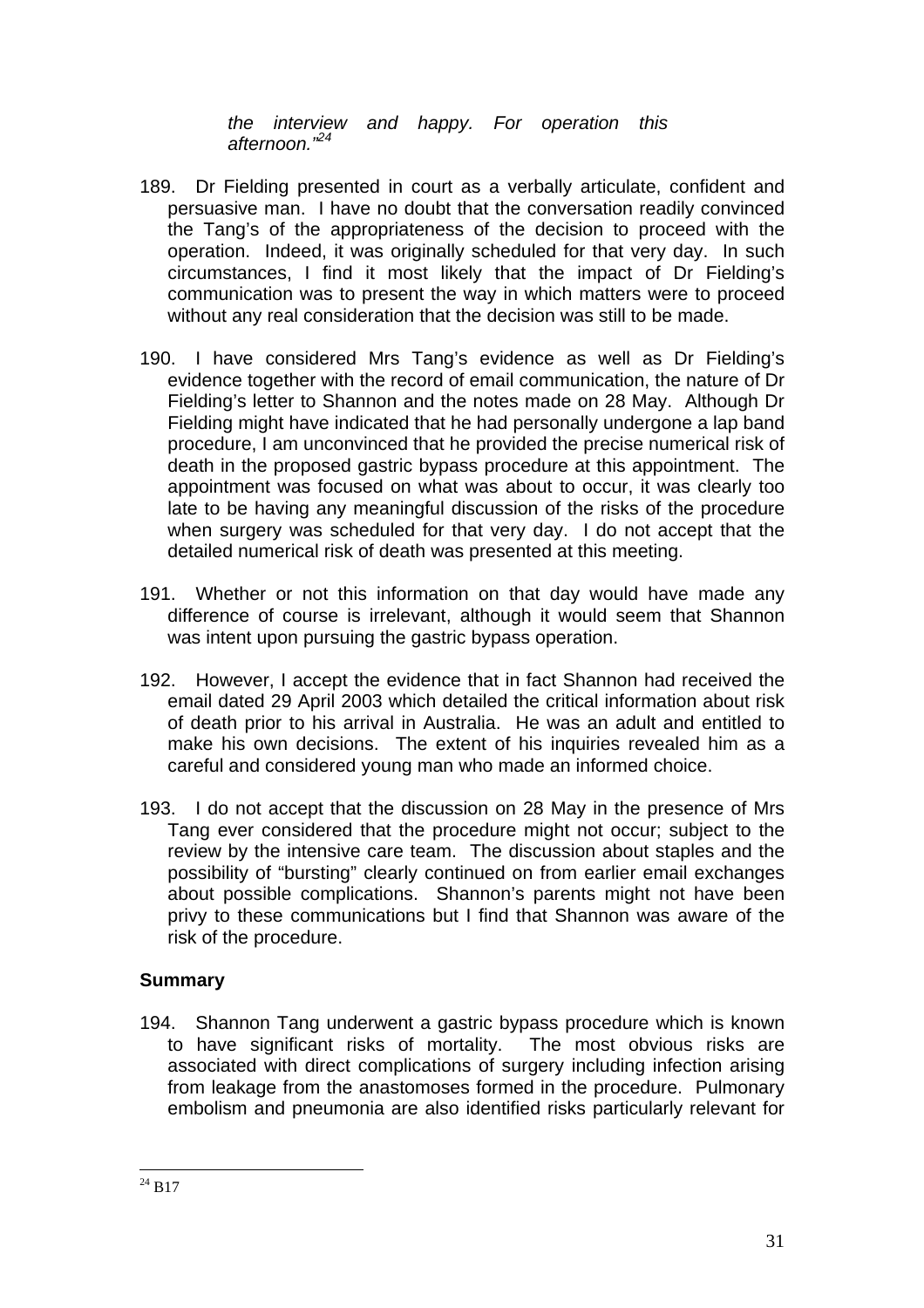*the interview and happy. For operation this afternoon."*[24]

189. Dr Fielding presented in court as a verbally articulate, confident and persuasive man. I have no doubt that the conversation readily convinced the Tang's of the appropriateness of the decision to proceed with the operation. Indeed, it was originally scheduled for that very day. In such circumstances, I find it most likely that the impact of Dr Fielding's communication was to present the way in which matters were to proceed without any real consideration that the decision was still to be made.

190. I have considered Mrs Tang's evidence as well as Dr Fielding's evidence together with the record of email communication, the nature of Dr Fielding's letter to Shannon and the notes made on 28 May. Although Dr Fielding might have indicated that he had personally undergone a lap band procedure, I am unconvinced that he provided the precise numerical risk of death in the proposed gastric bypass procedure at this appointment. The appointment was focused on what was about to occur, it was clearly too late to be having any meaningful discussion of the risks of the procedure when surgery was scheduled for that very day. I do not accept that the detailed numerical risk of death was presented at this meeting.

191. Whether or not this information on that day would have made any difference of course is irrelevant, although it would seem that Shannon was intent upon pursuing the gastric bypass operation.

192. However, I accept the evidence that in fact Shannon had received the email dated 29 April 2003 which detailed the critical information about risk of death prior to his arrival in Australia. He was an adult and entitled to make his own decisions. The extent of his inquiries revealed him as a careful and considered young man who made an informed choice.

193. I do not accept that the discussion on 28 May in the presence of Mrs Tang ever considered that the procedure might not occur; subject to the review by the intensive care team. The discussion about staples and the possibility of "bursting" clearly continued on from earlier email exchanges about possible complications. Shannon's parents might not have been privy to these communications but I find that Shannon was aware of the risk of the procedure.

**Summary**

194. Shannon Tang underwent a gastric bypass procedure which is known to have significant risks of mortality. The most obvious risks are associated with direct complications of surgery including infection arising from leakage from the anastomoses formed in the procedure. Pulmonary embolism and pneumonia are also identified risks particularly relevant for

[24] B17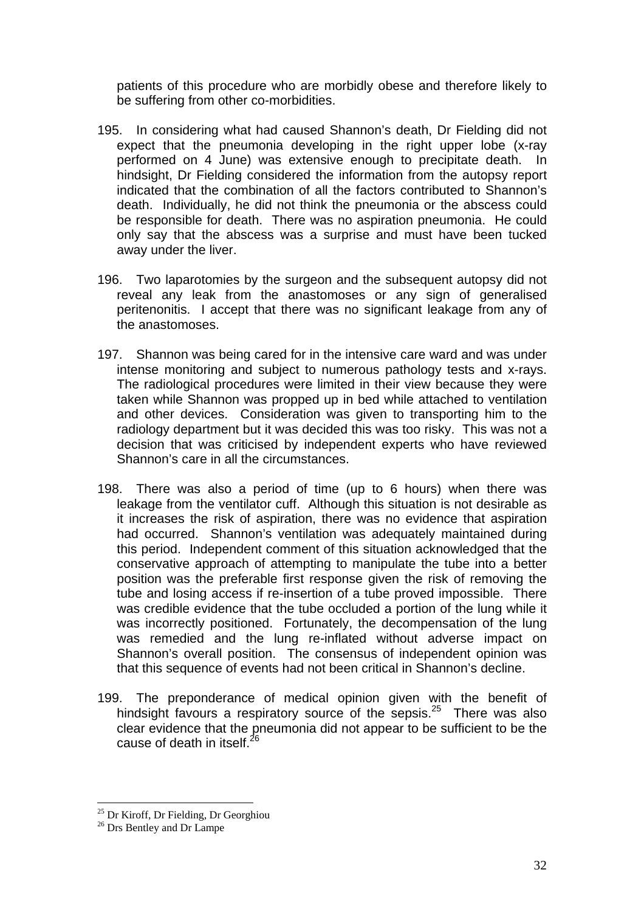patients of this procedure who are morbidly obese and therefore likely to be suffering from other co-morbidities.

195. In considering what had caused Shannon's death, Dr Fielding did not expect that the pneumonia developing in the right upper lobe (x-ray performed on 4 June) was extensive enough to precipitate death. In hindsight, Dr Fielding considered the information from the autopsy report indicated that the combination of all the factors contributed to Shannon's death. Individually, he did not think the pneumonia or the abscess could be responsible for death. There was no aspiration pneumonia. He could only say that the abscess was a surprise and must have been tucked away under the liver.

196. Two laparotomies by the surgeon and the subsequent autopsy did not reveal any leak from the anastomoses or any sign of generalised peritenonitis. I accept that there was no significant leakage from any of the anastomoses.

197. Shannon was being cared for in the intensive care ward and was under intense monitoring and subject to numerous pathology tests and x-rays. The radiological procedures were limited in their view because they were taken while Shannon was propped up in bed while attached to ventilation and other devices. Consideration was given to transporting him to the radiology department but it was decided this was too risky. This was not a decision that was criticised by independent experts who have reviewed Shannon's care in all the circumstances.

198. There was also a period of time (up to 6 hours) when there was leakage from the ventilator cuff. Although this situation is not desirable as it increases the risk of aspiration, there was no evidence that aspiration had occurred. Shannon's ventilation was adequately maintained during this period. Independent comment of this situation acknowledged that the conservative approach of attempting to manipulate the tube into a better position was the preferable first response given the risk of removing the tube and losing access if re-insertion of a tube proved impossible. There was credible evidence that the tube occluded a portion of the lung while it was incorrectly positioned. Fortunately, the decompensation of the lung was remedied and the lung re-inflated without adverse impact on Shannon's overall position. The consensus of independent opinion was that this sequence of events had not been critical in Shannon's decline.

199. The preponderance of medical opinion given with the benefit of hindsight favours a respiratory source of the sepsis.[25] There was also clear evidence that the pneumonia did not appear to be sufficient to be the cause of death in itself.[26]

---

[25] Dr Kiroff, Dr Fielding, Dr Georghiou

[26] Drs Bentley and Dr Lampe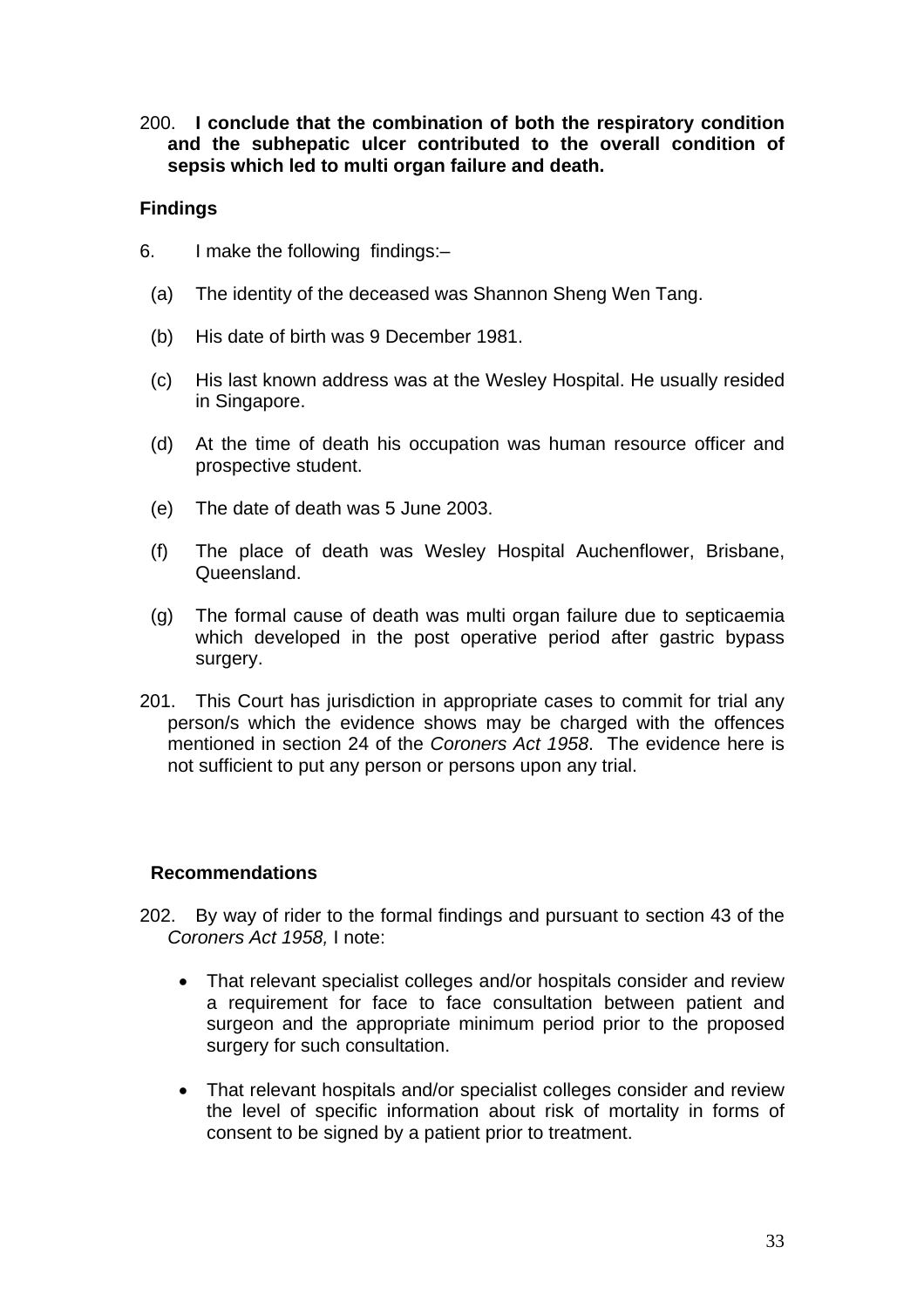200. **I conclude that the combination of both the respiratory condition and the subhepatic ulcer contributed to the overall condition of sepsis which led to multi organ failure and death.**

## Findings

6. I make the following findings:–

   (a) The identity of the deceased was Shannon Sheng Wen Tang.

   (b) His date of birth was 9 December 1981.

   (c) His last known address was at the Wesley Hospital. He usually resided in Singapore.

   (d) At the time of death his occupation was human resource officer and prospective student.

   (e) The date of death was 5 June 2003.

   (f) The place of death was Wesley Hospital Auchenflower, Brisbane, Queensland.

   (g) The formal cause of death was multi organ failure due to septicaemia which developed in the post operative period after gastric bypass surgery.

201. This Court has jurisdiction in appropriate cases to commit for trial any person/s which the evidence shows may be charged with the offences mentioned in section 24 of the *Coroners Act 1958*. The evidence here is not sufficient to put any person or persons upon any trial.

## Recommendations

202. By way of rider to the formal findings and pursuant to section 43 of the *Coroners Act 1958,* I note:

- That relevant specialist colleges and/or hospitals consider and review a requirement for face to face consultation between patient and surgeon and the appropriate minimum period prior to the proposed surgery for such consultation.
- That relevant hospitals and/or specialist colleges consider and review the level of specific information about risk of mortality in forms of consent to be signed by a patient prior to treatment.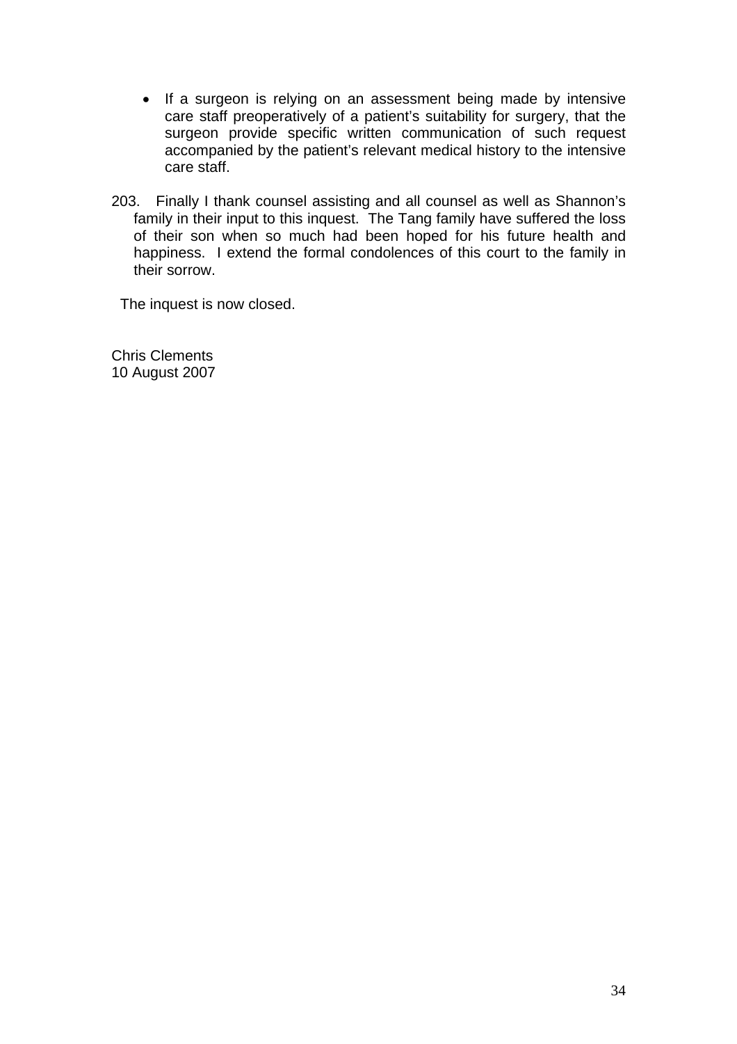- If a surgeon is relying on an assessment being made by intensive care staff preoperatively of a patient's suitability for surgery, that the surgeon provide specific written communication of such request accompanied by the patient's relevant medical history to the intensive care staff.

203. Finally I thank counsel assisting and all counsel as well as Shannon's family in their input to this inquest. The Tang family have suffered the loss of their son when so much had been hoped for his future health and happiness. I extend the formal condolences of this court to the family in their sorrow.

The inquest is now closed.

Chris Clements
10 August 2007